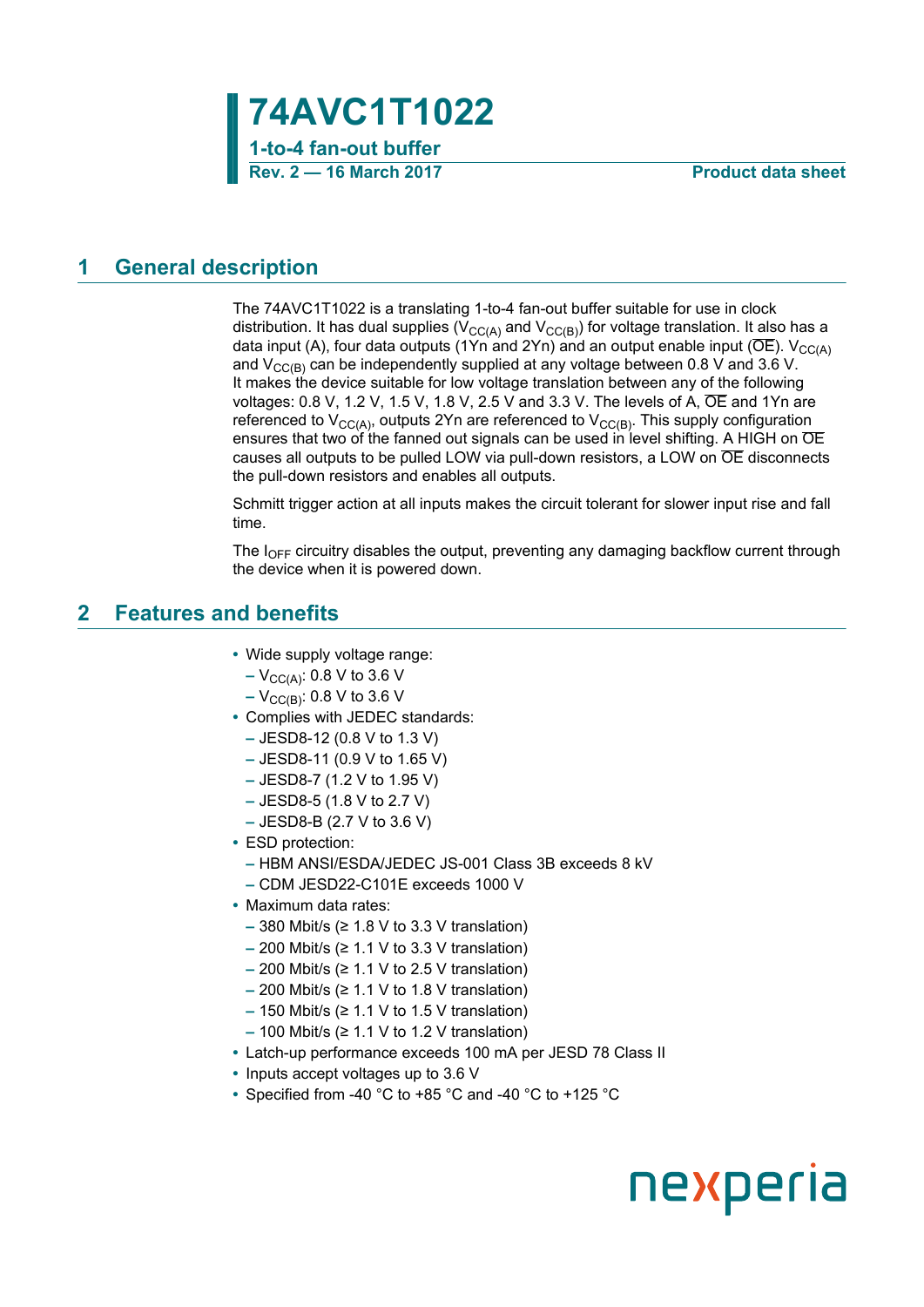# 74AVC1T1022

## 1-to-4 fan-out buffer

**Rev. 2 — 16 March 2017** **Product data sheet**

## 1 General description

The 74AVC1T1022 is a translating 1-to-4 fan-out buffer suitable for use in clock distribution. It has dual supplies ($V_{CC(A)}$ and $V_{CC(B)}$) for voltage translation. It also has a data input (A), four data outputs (1Yn and 2Yn) and an output enable input ($\overline{OE}$). $V_{CC(A)}$ and $V_{CC(B)}$ can be independently supplied at any voltage between 0.8 V and 3.6 V. It makes the device suitable for low voltage translation between any of the following voltages: 0.8 V, 1.2 V, 1.5 V, 1.8 V, 2.5 V and 3.3 V. The levels of A, $\overline{OE}$ and 1Yn are referenced to $V_{CC(A)}$, outputs 2Yn are referenced to $V_{CC(B)}$. This supply configuration ensures that two of the fanned out signals can be used in level shifting. A HIGH on $\overline{OE}$ causes all outputs to be pulled LOW via pull-down resistors, a LOW on $\overline{OE}$ disconnects the pull-down resistors and enables all outputs.

Schmitt trigger action at all inputs makes the circuit tolerant for slower input rise and fall time.

The $I_{OFF}$ circuitry disables the output, preventing any damaging backflow current through the device when it is powered down.

## 2 Features and benefits

- Wide supply voltage range:
  - $V_{CC(A)}$: 0.8 V to 3.6 V
  - $V_{CC(B)}$: 0.8 V to 3.6 V
- Complies with JEDEC standards:
  - JESD8-12 (0.8 V to 1.3 V)
  - JESD8-11 (0.9 V to 1.65 V)
  - JESD8-7 (1.2 V to 1.95 V)
  - JESD8-5 (1.8 V to 2.7 V)
  - JESD8-B (2.7 V to 3.6 V)
- ESD protection:
  - HBM ANSI/ESDA/JEDEC JS-001 Class 3B exceeds 8 kV
  - CDM JESD22-C101E exceeds 1000 V
- Maximum data rates:
  - 380 Mbit/s (≥ 1.8 V to 3.3 V translation)
  - 200 Mbit/s (≥ 1.1 V to 3.3 V translation)
  - 200 Mbit/s (≥ 1.1 V to 2.5 V translation)
  - 200 Mbit/s (≥ 1.1 V to 1.8 V translation)
  - 150 Mbit/s (≥ 1.1 V to 1.5 V translation)
  - 100 Mbit/s (≥ 1.1 V to 1.2 V translation)
- Latch-up performance exceeds 100 mA per JESD 78 Class II
- Inputs accept voltages up to 3.6 V
- Specified from -40 °C to +85 °C and -40 °C to +125 °C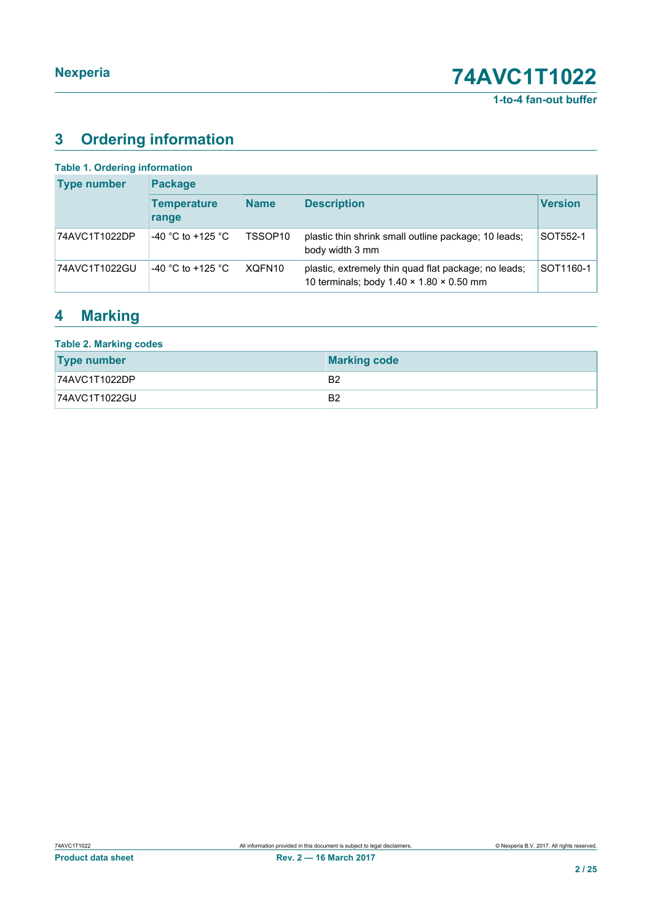## 3 Ordering information

**Table 1. Ordering information**

| Type number | Package | | | |
|---|---|---|---|---|
| | Temperature range | Name | Description | Version |
| 74AVC1T1022DP | -40 °C to +125 °C | TSSOP10 | plastic thin shrink small outline package; 10 leads; body width 3 mm | SOT552-1 |
| 74AVC1T1022GU | -40 °C to +125 °C | XQFN10 | plastic, extremely thin quad flat package; no leads; 10 terminals; body 1.40 × 1.80 × 0.50 mm | SOT1160-1 |

## 4 Marking

**Table 2. Marking codes**

| Type number | Marking code |
|---|---|
| 74AVC1T1022DP | B2 |
| 74AVC1T1022GU | B2 |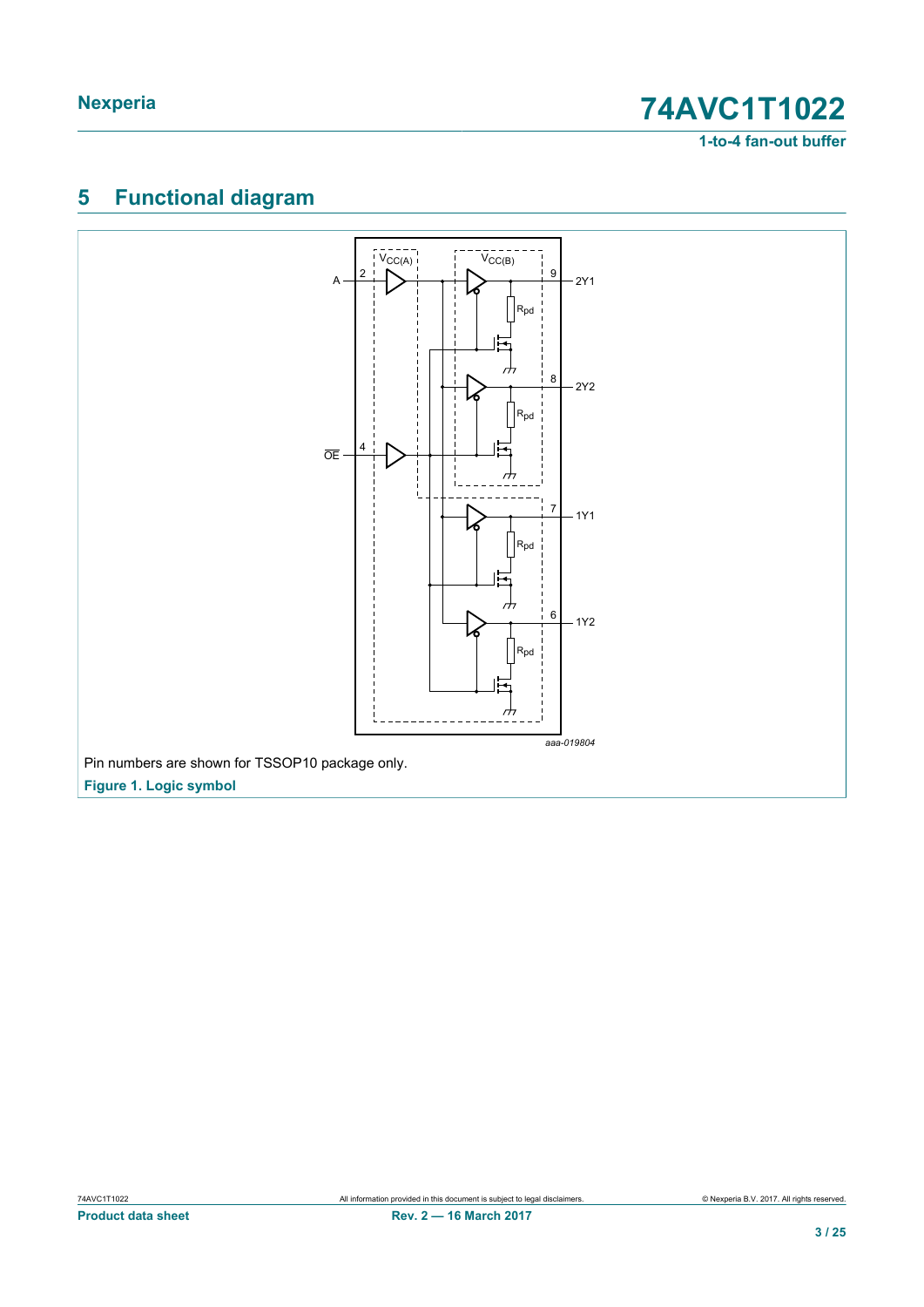# 5 Functional diagram

Pin numbers are shown for TSSOP10 package only.

**Figure 1. Logic symbol**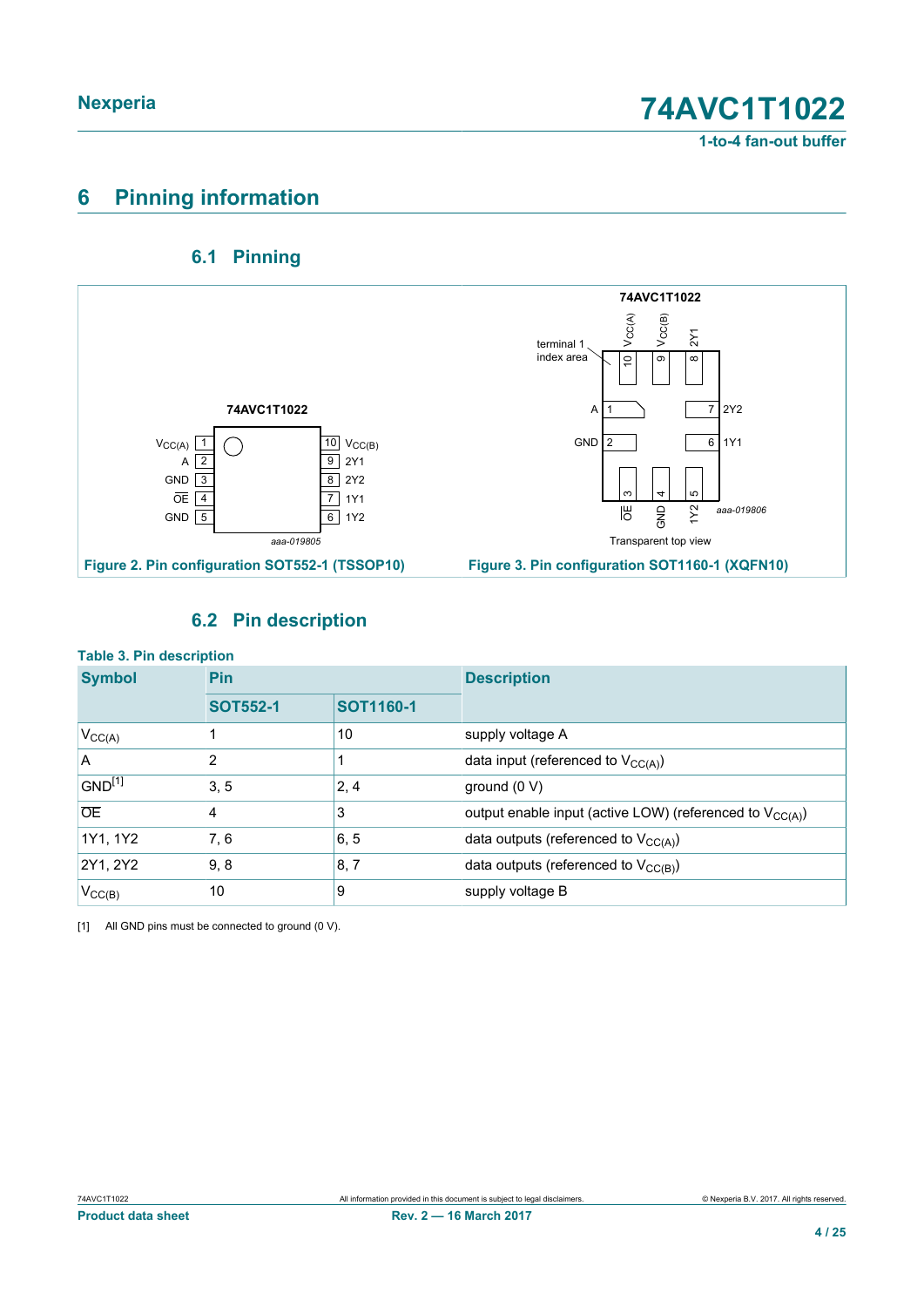# 6 Pinning information

## 6.1 Pinning

Figure 2. Pin configuration SOT552-1 (TSSOP10)

Figure 3. Pin configuration SOT1160-1 (XQFN10)

## 6.2 Pin description

**Table 3. Pin description**

| Symbol | Pin | | Description |
|---|---|---|---|
| | SOT552-1 | SOT1160-1 | |
| $V_{CC(A)}$ | 1 | 10 | supply voltage A |
| A | 2 | 1 | data input (referenced to $V_{CC(A)}$) |
| GND[1] | 3, 5 | 2, 4 | ground (0 V) |
| $\overline{OE}$ | 4 | 3 | output enable input (active LOW) (referenced to $V_{CC(A)}$) |
| 1Y1, 1Y2 | 7, 6 | 6, 5 | data outputs (referenced to $V_{CC(A)}$) |
| 2Y1, 2Y2 | 9, 8 | 8, 7 | data outputs (referenced to $V_{CC(B)}$) |
| $V_{CC(B)}$ | 10 | 9 | supply voltage B |

[1] All GND pins must be connected to ground (0 V).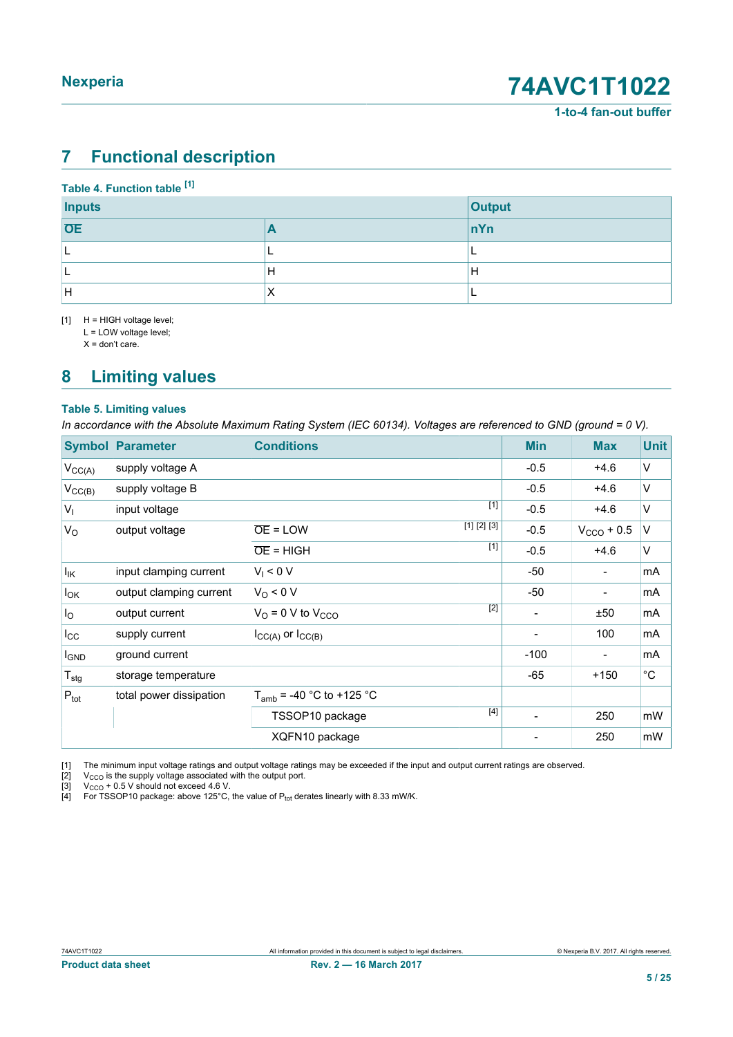## 7 Functional description

**Table 4. Function table [1]**

| Inputs | | Output |
|---|---|---|
| $\overline{OE}$ | A | nYn |
| L | L | L |
| L | H | H |
| H | X | L |

[1] H = HIGH voltage level;
L = LOW voltage level;
X = don't care.

## 8 Limiting values

**Table 5. Limiting values**

*In accordance with the Absolute Maximum Rating System (IEC 60134). Voltages are referenced to GND (ground = 0 V).*

| Symbol | Parameter | Conditions | | Min | Max | Unit |
|---|---|---|---|---|---|---|
| $V_{CC(A)}$ | supply voltage A | | | -0.5 | +4.6 | V |
| $V_{CC(B)}$ | supply voltage B | | | -0.5 | +4.6 | V |
| $V_I$ | input voltage | | [1] | -0.5 | +4.6 | V |
| $V_O$ | output voltage | $\overline{OE}$ = LOW | [1] [2] [3] | -0.5 | $V_{CCO}$ + 0.5 | V |
| | | $\overline{OE}$ = HIGH | [1] | -0.5 | +4.6 | V |
| $I_{IK}$ | input clamping current | $V_I$ < 0 V | | -50 | - | mA |
| $I_{OK}$ | output clamping current | $V_O$ < 0 V | | -50 | - | mA |
| $I_O$ | output current | $V_O$ = 0 V to $V_{CCO}$ | [2] | - | ±50 | mA |
| $I_{CC}$ | supply current | $I_{CC(A)}$ or $I_{CC(B)}$ | | - | 100 | mA |
| $I_{GND}$ | ground current | | | -100 | - | mA |
| $T_{stg}$ | storage temperature | | | -65 | +150 | °C |
| $P_{tot}$ | total power dissipation | $T_{amb}$ = -40 °C to +125 °C | | | | |
| | | TSSOP10 package | [4] | - | 250 | mW |
| | | XQFN10 package | | - | 250 | mW |

[1] The minimum input voltage ratings and output voltage ratings may be exceeded if the input and output current ratings are observed.
[2] $V_{CCO}$ is the supply voltage associated with the output port.
[3] $V_{CCO}$ + 0.5 V should not exceed 4.6 V.
[4] For TSSOP10 package: above 125°C, the value of $P_{tot}$ derates linearly with 8.33 mW/K.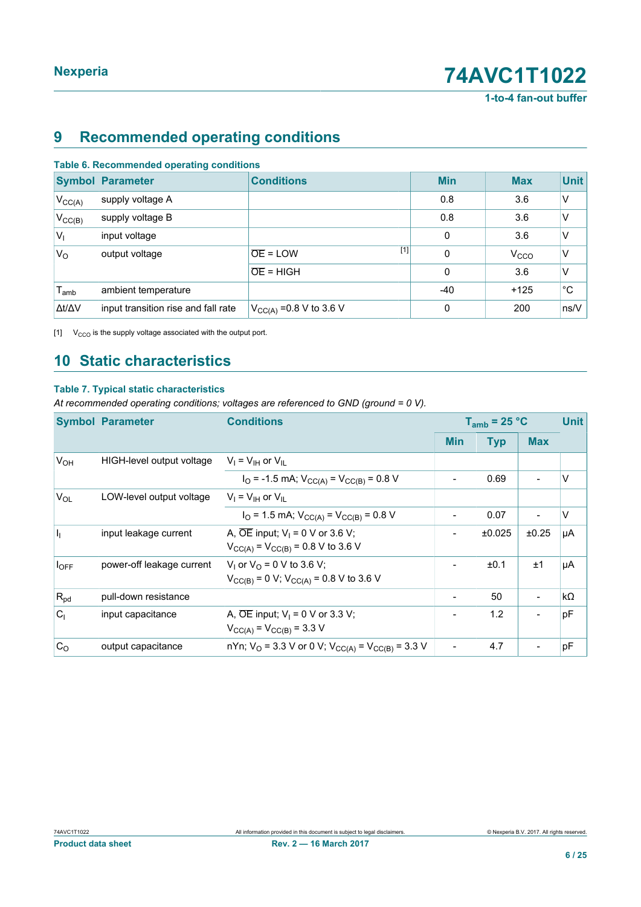# 9 Recommended operating conditions

**Table 6. Recommended operating conditions**

| Symbol | Parameter | Conditions | Min | Max | Unit |
|---|---|---|---|---|---|
| $V_{CC(A)}$ | supply voltage A | | 0.8 | 3.6 | V |
| $V_{CC(B)}$ | supply voltage B | | 0.8 | 3.6 | V |
| $V_I$ | input voltage | | 0 | 3.6 | V |
| $V_O$ | output voltage | $\overline{OE}$ = LOW [1] | 0 | $V_{CCO}$ | V |
| | | $\overline{OE}$ = HIGH | 0 | 3.6 | V |
| $T_{amb}$ | ambient temperature | | -40 | +125 | °C |
| $\Delta t/\Delta V$ | input transition rise and fall rate | $V_{CC(A)}$ =0.8 V to 3.6 V | 0 | 200 | ns/V |

[1] $V_{CCO}$ is the supply voltage associated with the output port.

# 10 Static characteristics

**Table 7. Typical static characteristics**

*At recommended operating conditions; voltages are referenced to GND (ground = 0 V).*

| Symbol | Parameter | Conditions | $T_{amb}$ = 25 °C | | | Unit |
|---|---|---|---|---|---|---|
| | | | Min | Typ | Max | |
| $V_{OH}$ | HIGH-level output voltage | $V_I = V_{IH}$ or $V_{IL}$ | | | | |
| | | $I_O$ = -1.5 mA; $V_{CC(A)} = V_{CC(B)}$ = 0.8 V | - | 0.69 | - | V |
| $V_{OL}$ | LOW-level output voltage | $V_I = V_{IH}$ or $V_{IL}$ | | | | |
| | | $I_O$ = 1.5 mA; $V_{CC(A)} = V_{CC(B)}$ = 0.8 V | - | 0.07 | - | V |
| $I_I$ | input leakage current | A, $\overline{OE}$ input; $V_I$ = 0 V or 3.6 V; $V_{CC(A)} = V_{CC(B)}$ = 0.8 V to 3.6 V | - | ±0.025 | ±0.25 | μA |
| $I_{OFF}$ | power-off leakage current | $V_I$ or $V_O$ = 0 V to 3.6 V; $V_{CC(B)}$ = 0 V; $V_{CC(A)}$ = 0.8 V to 3.6 V | - | ±0.1 | ±1 | μA |
| $R_{pd}$ | pull-down resistance | | - | 50 | - | kΩ |
| $C_I$ | input capacitance | A, $\overline{OE}$ input; $V_I$ = 0 V or 3.3 V; $V_{CC(A)} = V_{CC(B)}$ = 3.3 V | - | 1.2 | - | pF |
| $C_O$ | output capacitance | nYn; $V_O$ = 3.3 V or 0 V; $V_{CC(A)} = V_{CC(B)}$ = 3.3 V | - | 4.7 | - | pF |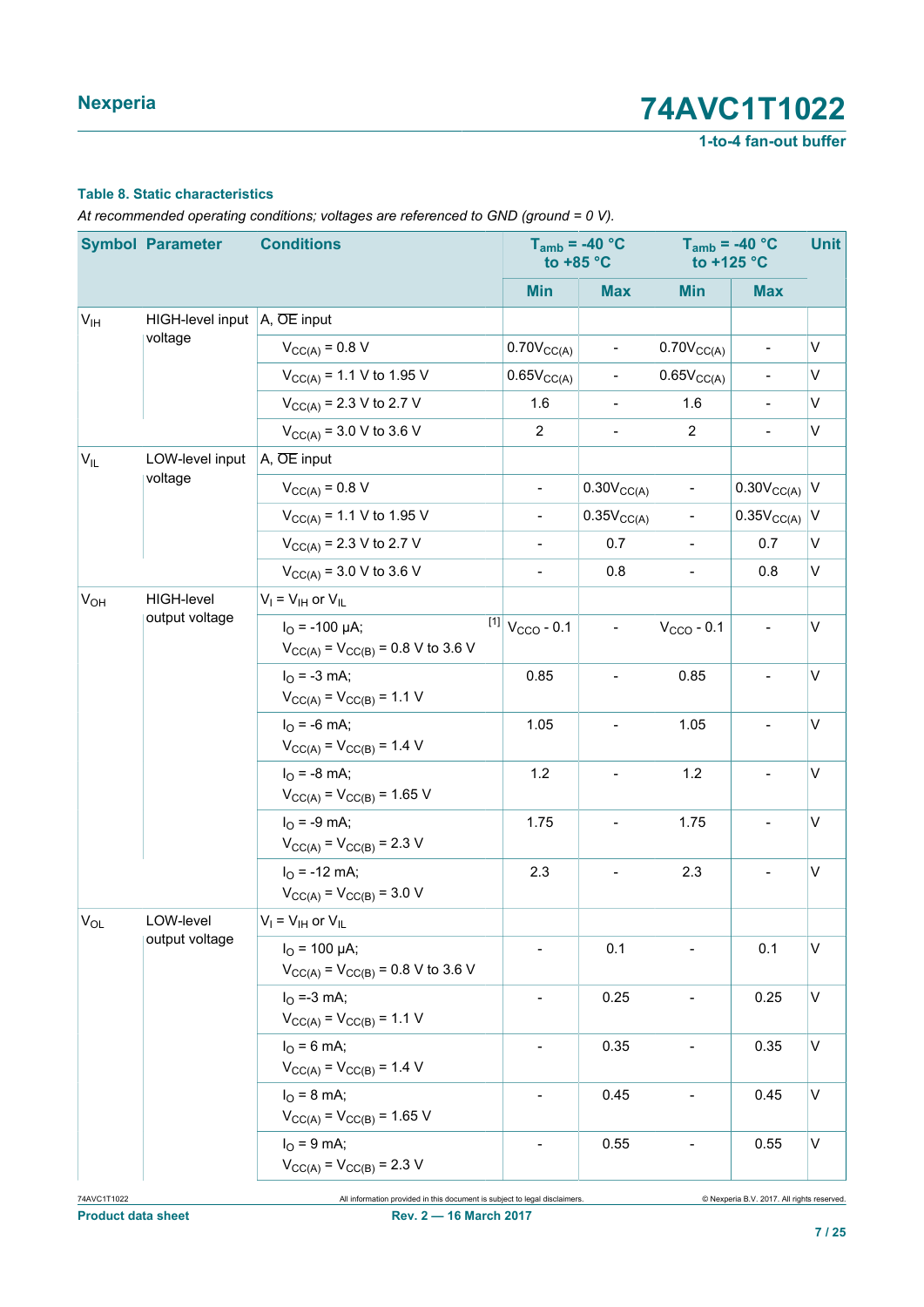**Table 8. Static characteristics**

*At recommended operating conditions; voltages are referenced to GND (ground = 0 V).*

| Symbol | Parameter | Conditions | | $T_{amb}$ = -40 °C to +85 °C | | $T_{amb}$ = -40 °C to +125 °C | | Unit |
|---|---|---|---|---|---|---|---|---|
| | | | | Min | Max | Min | Max | |
| $V_{IH}$ | HIGH-level input voltage | A, $\overline{OE}$ input | | | | | | |
| | | $V_{CC(A)}$ = 0.8 V | | $0.70V_{CC(A)}$ | - | $0.70V_{CC(A)}$ | - | V |
| | | $V_{CC(A)}$ = 1.1 V to 1.95 V | | $0.65V_{CC(A)}$ | - | $0.65V_{CC(A)}$ | - | V |
| | | $V_{CC(A)}$ = 2.3 V to 2.7 V | | 1.6 | - | 1.6 | - | V |
| | | $V_{CC(A)}$ = 3.0 V to 3.6 V | | 2 | - | 2 | - | V |
| $V_{IL}$ | LOW-level input voltage | A, $\overline{OE}$ input | | | | | | |
| | | $V_{CC(A)}$ = 0.8 V | | - | $0.30V_{CC(A)}$ | - | $0.30V_{CC(A)}$ | V |
| | | $V_{CC(A)}$ = 1.1 V to 1.95 V | | - | $0.35V_{CC(A)}$ | - | $0.35V_{CC(A)}$ | V |
| | | $V_{CC(A)}$ = 2.3 V to 2.7 V | | - | 0.7 | - | 0.7 | V |
| | | $V_{CC(A)}$ = 3.0 V to 3.6 V | | - | 0.8 | - | 0.8 | V |
| $V_{OH}$ | HIGH-level output voltage | $V_I = V_{IH}$ or $V_{IL}$ | | | | | | |
| | | $I_O$ = -100 µA; $V_{CC(A)} = V_{CC(B)}$ = 0.8 V to 3.6 V | [1] | $V_{CCO}$ - 0.1 | - | $V_{CCO}$ - 0.1 | - | V |
| | | $I_O$ = -3 mA; $V_{CC(A)} = V_{CC(B)}$ = 1.1 V | | 0.85 | - | 0.85 | - | V |
| | | $I_O$ = -6 mA; $V_{CC(A)} = V_{CC(B)}$ = 1.4 V | | 1.05 | - | 1.05 | - | V |
| | | $I_O$ = -8 mA; $V_{CC(A)} = V_{CC(B)}$ = 1.65 V | | 1.2 | - | 1.2 | - | V |
| | | $I_O$ = -9 mA; $V_{CC(A)} = V_{CC(B)}$ = 2.3 V | | 1.75 | - | 1.75 | - | V |
| | | $I_O$ = -12 mA; $V_{CC(A)} = V_{CC(B)}$ = 3.0 V | | 2.3 | - | 2.3 | - | V |
| $V_{OL}$ | LOW-level output voltage | $V_I = V_{IH}$ or $V_{IL}$ | | | | | | |
| | | $I_O$ = 100 µA; $V_{CC(A)} = V_{CC(B)}$ = 0.8 V to 3.6 V | | - | 0.1 | - | 0.1 | V |
| | | $I_O$ =-3 mA; $V_{CC(A)} = V_{CC(B)}$ = 1.1 V | | - | 0.25 | - | 0.25 | V |
| | | $I_O$ = 6 mA; $V_{CC(A)} = V_{CC(B)}$ = 1.4 V | | - | 0.35 | - | 0.35 | V |
| | | $I_O$ = 8 mA; $V_{CC(A)} = V_{CC(B)}$ = 1.65 V | | - | 0.45 | - | 0.45 | V |
| | | $I_O$ = 9 mA; $V_{CC(A)} = V_{CC(B)}$ = 2.3 V | | - | 0.55 | - | 0.55 | V |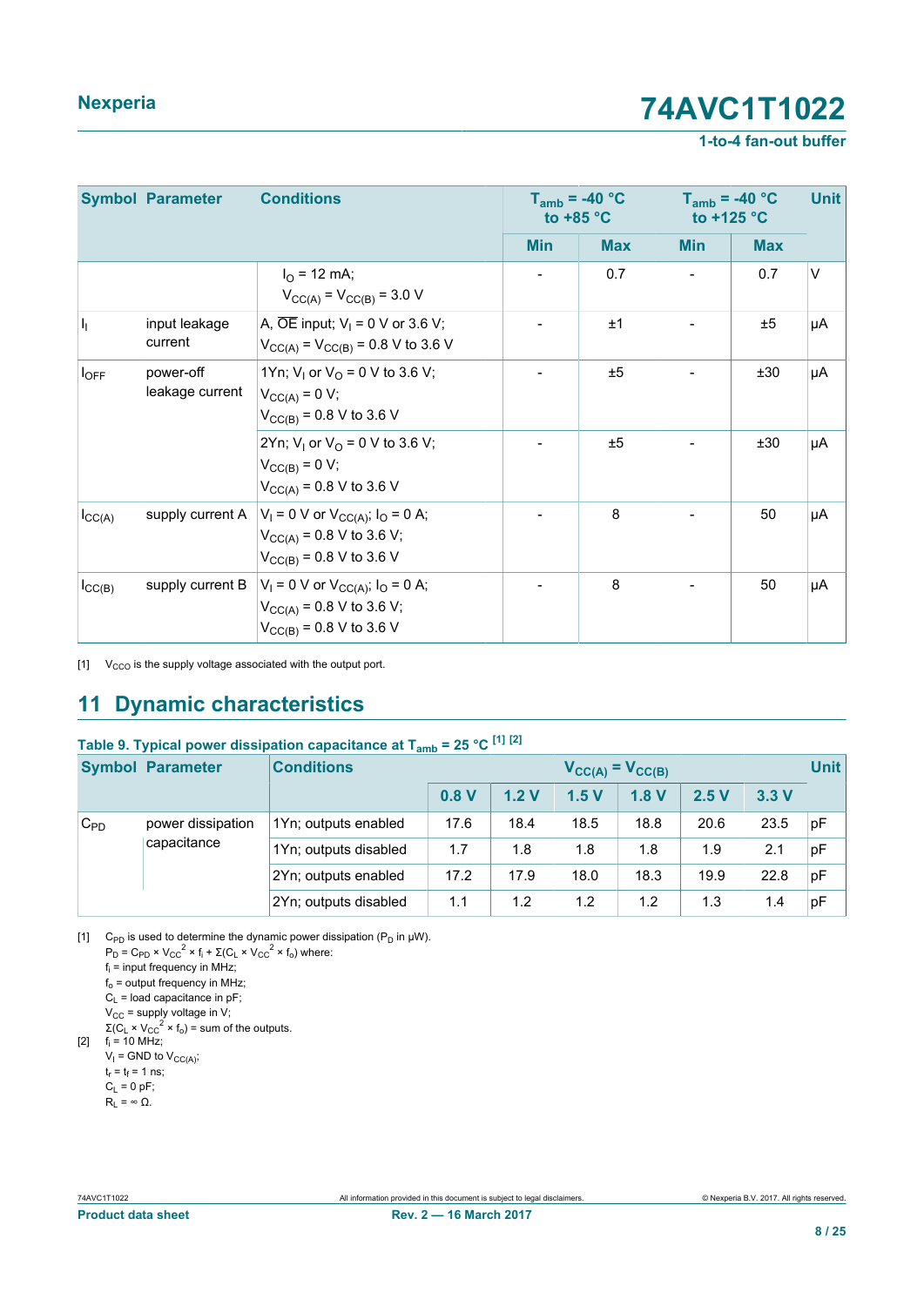| Symbol | Parameter | Conditions | $T_{amb}$ = -40 °C to +85 °C | | $T_{amb}$ = -40 °C to +125 °C | | Unit |
|---|---|---|---|---|---|---|---|
| | | | Min | Max | Min | Max | |
| | | $I_O$ = 12 mA; $V_{CC(A)} = V_{CC(B)}$ = 3.0 V | - | 0.7 | - | 0.7 | V |
| $I_I$ | input leakage current | A, $\overline{OE}$ input; $V_I$ = 0 V or 3.6 V; $V_{CC(A)} = V_{CC(B)}$ = 0.8 V to 3.6 V | - | ±1 | - | ±5 | μA |
| $I_{OFF}$ | power-off leakage current | 1Yn; $V_I$ or $V_O$ = 0 V to 3.6 V; $V_{CC(A)}$ = 0 V; $V_{CC(B)}$ = 0.8 V to 3.6 V | - | ±5 | - | ±30 | μA |
| | | 2Yn; $V_I$ or $V_O$ = 0 V to 3.6 V; $V_{CC(B)}$ = 0 V; $V_{CC(A)}$ = 0.8 V to 3.6 V | - | ±5 | - | ±30 | μA |
| $I_{CC(A)}$ | supply current A | $V_I$ = 0 V or $V_{CC(A)}$; $I_O$ = 0 A; $V_{CC(A)}$ = 0.8 V to 3.6 V; $V_{CC(B)}$ = 0.8 V to 3.6 V | - | 8 | - | 50 | μA |
| $I_{CC(B)}$ | supply current B | $V_I$ = 0 V or $V_{CC(A)}$; $I_O$ = 0 A; $V_{CC(A)}$ = 0.8 V to 3.6 V; $V_{CC(B)}$ = 0.8 V to 3.6 V | - | 8 | - | 50 | μA |

[1] $V_{CCO}$ is the supply voltage associated with the output port.

## 11 Dynamic characteristics

**Table 9. Typical power dissipation capacitance at $T_{amb}$ = 25 °C [1] [2]**

| Symbol | Parameter | Conditions | $V_{CC(A)} = V_{CC(B)}$ | | | | | | Unit |
|---|---|---|---|---|---|---|---|---|---|
| | | | 0.8 V | 1.2 V | 1.5 V | 1.8 V | 2.5 V | 3.3 V | |
| $C_{PD}$ | power dissipation capacitance | 1Yn; outputs enabled | 17.6 | 18.4 | 18.5 | 18.8 | 20.6 | 23.5 | pF |
| | | 1Yn; outputs disabled | 1.7 | 1.8 | 1.8 | 1.8 | 1.9 | 2.1 | pF |
| | | 2Yn; outputs enabled | 17.2 | 17.9 | 18.0 | 18.3 | 19.9 | 22.8 | pF |
| | | 2Yn; outputs disabled | 1.1 | 1.2 | 1.2 | 1.2 | 1.3 | 1.4 | pF |

[1] $C_{PD}$ is used to determine the dynamic power dissipation ($P_D$ in μW).
$P_D = C_{PD} \times V_{CC}^2 \times f_i + \Sigma(C_L \times V_{CC}^2 \times f_o)$ where:
$f_i$ = input frequency in MHz;
$f_o$ = output frequency in MHz;
$C_L$ = load capacitance in pF;
$V_{CC}$ = supply voltage in V;
$\Sigma(C_L \times V_{CC}^2 \times f_o)$ = sum of the outputs.

[2] $f_i$ = 10 MHz;
$V_I$ = GND to $V_{CC(A)}$;
$t_r = t_f$ = 1 ns;
$C_L$ = 0 pF;
$R_L = \infty$ Ω.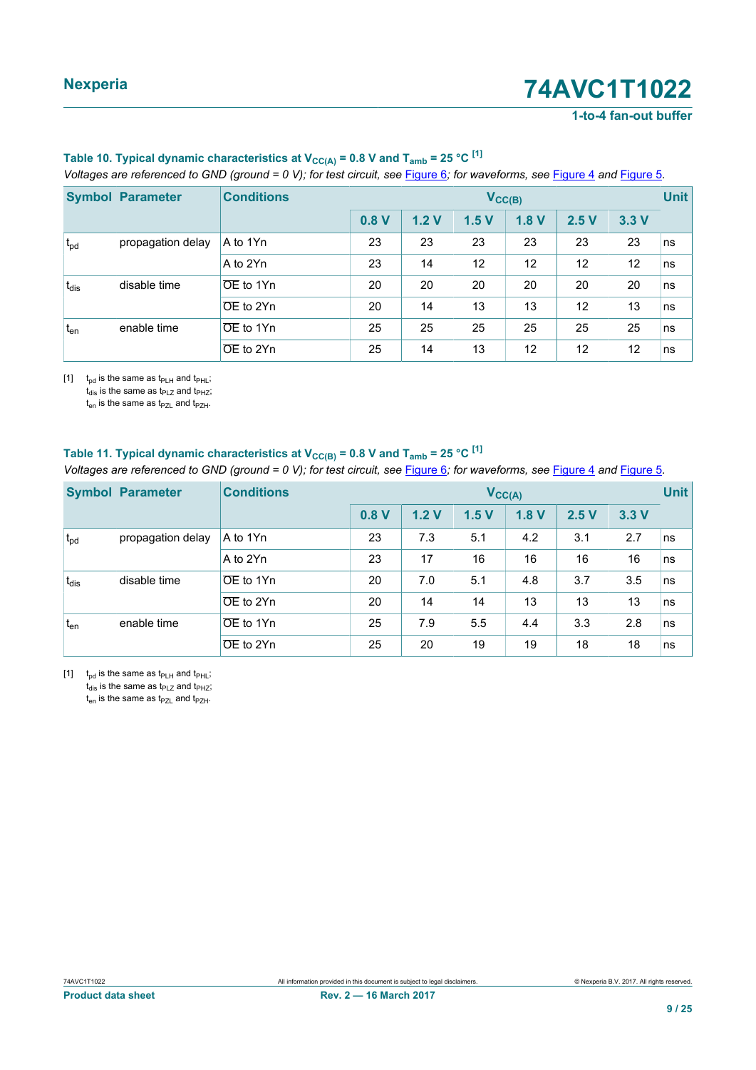**Table 10. Typical dynamic characteristics at $V_{CC(A)}$ = 0.8 V and $T_{amb}$ = 25 °C [1]**

*Voltages are referenced to GND (ground = 0 V); for test circuit, see Figure 6; for waveforms, see Figure 4 and Figure 5.*

| Symbol | Parameter | Conditions | $V_{CC(B)}$ | | | | | | Unit |
|---|---|---|---|---|---|---|---|---|---|
| | | | 0.8 V | 1.2 V | 1.5 V | 1.8 V | 2.5 V | 3.3 V | |
| $t_{pd}$ | propagation delay | A to 1Yn | 23 | 23 | 23 | 23 | 23 | 23 | ns |
| | | A to 2Yn | 23 | 14 | 12 | 12 | 12 | 12 | ns |
| $t_{dis}$ | disable time | $\overline{OE}$ to 1Yn | 20 | 20 | 20 | 20 | 20 | 20 | ns |
| | | $\overline{OE}$ to 2Yn | 20 | 14 | 13 | 13 | 12 | 13 | ns |
| $t_{en}$ | enable time | $\overline{OE}$ to 1Yn | 25 | 25 | 25 | 25 | 25 | 25 | ns |
| | | $\overline{OE}$ to 2Yn | 25 | 14 | 13 | 12 | 12 | 12 | ns |

[1] $t_{pd}$ is the same as $t_{PLH}$ and $t_{PHL}$;
$t_{dis}$ is the same as $t_{PLZ}$ and $t_{PHZ}$;
$t_{en}$ is the same as $t_{PZL}$ and $t_{PZH}$.

**Table 11. Typical dynamic characteristics at $V_{CC(B)}$ = 0.8 V and $T_{amb}$ = 25 °C [1]**

*Voltages are referenced to GND (ground = 0 V); for test circuit, see Figure 6; for waveforms, see Figure 4 and Figure 5.*

| Symbol | Parameter | Conditions | $V_{CC(A)}$ | | | | | | Unit |
|---|---|---|---|---|---|---|---|---|---|
| | | | 0.8 V | 1.2 V | 1.5 V | 1.8 V | 2.5 V | 3.3 V | |
| $t_{pd}$ | propagation delay | A to 1Yn | 23 | 7.3 | 5.1 | 4.2 | 3.1 | 2.7 | ns |
| | | A to 2Yn | 23 | 17 | 16 | 16 | 16 | 16 | ns |
| $t_{dis}$ | disable time | $\overline{OE}$ to 1Yn | 20 | 7.0 | 5.1 | 4.8 | 3.7 | 3.5 | ns |
| | | $\overline{OE}$ to 2Yn | 20 | 14 | 14 | 13 | 13 | 13 | ns |
| $t_{en}$ | enable time | $\overline{OE}$ to 1Yn | 25 | 7.9 | 5.5 | 4.4 | 3.3 | 2.8 | ns |
| | | $\overline{OE}$ to 2Yn | 25 | 20 | 19 | 19 | 18 | 18 | ns |

[1] $t_{pd}$ is the same as $t_{PLH}$ and $t_{PHL}$;
$t_{dis}$ is the same as $t_{PLZ}$ and $t_{PHZ}$;
$t_{en}$ is the same as $t_{PZL}$ and $t_{PZH}$.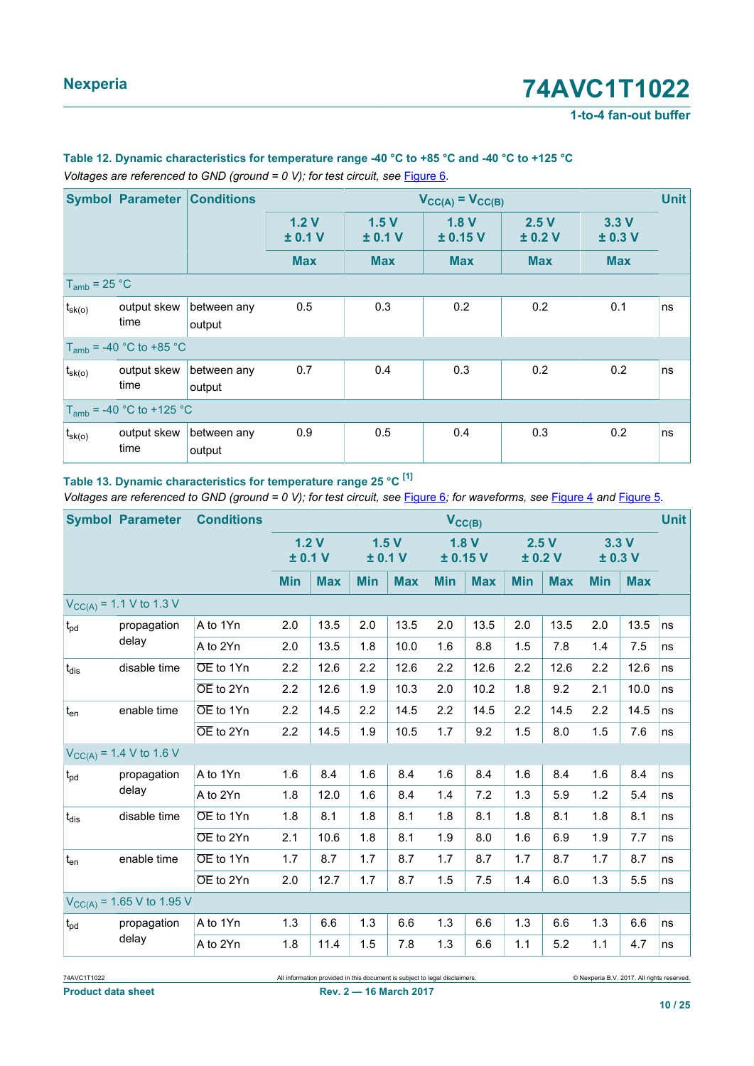### Table 12. Dynamic characteristics for temperature range -40 °C to +85 °C and -40 °C to +125 °C

*Voltages are referenced to GND (ground = 0 V); for test circuit, see Figure 6.*

| Symbol | Parameter | Conditions | $V_{CC(A)} = V_{CC(B)}$ | | | | | Unit |
|---|---|---|---|---|---|---|---|---|
| | | | 1.2 V ± 0.1 V | 1.5 V ± 0.1 V | 1.8 V ± 0.15 V | 2.5 V ± 0.2 V | 3.3 V ± 0.3 V | |
| | | | Max | Max | Max | Max | Max | |
| $T_{amb}$ = 25 °C | | | | | | | | |
| $t_{sk(o)}$ | output skew time | between any output | 0.5 | 0.3 | 0.2 | 0.2 | 0.1 | ns |
| $T_{amb}$ = -40 °C to +85 °C | | | | | | | | |
| $t_{sk(o)}$ | output skew time | between any output | 0.7 | 0.4 | 0.3 | 0.2 | 0.2 | ns |
| $T_{amb}$ = -40 °C to +125 °C | | | | | | | | |
| $t_{sk(o)}$ | output skew time | between any output | 0.9 | 0.5 | 0.4 | 0.3 | 0.2 | ns |

### Table 13. Dynamic characteristics for temperature range 25 °C [1]

*Voltages are referenced to GND (ground = 0 V); for test circuit, see Figure 6; for waveforms, see Figure 4 and Figure 5.*

| Symbol | Parameter | Conditions | $V_{CC(B)}$ | | | | | | | | | | Unit |
|---|---|---|---|---|---|---|---|---|---|---|---|---|---|
| | | | 1.2 V ± 0.1 V | | 1.5 V ± 0.1 V | | 1.8 V ± 0.15 V | | 2.5 V ± 0.2 V | | 3.3 V ± 0.3 V | | |
| | | | Min | Max | Min | Max | Min | Max | Min | Max | Min | Max | |
| $V_{CC(A)}$ = 1.1 V to 1.3 V | | | | | | | | | | | | | |
| $t_{pd}$ | propagation delay | A to 1Yn | 2.0 | 13.5 | 2.0 | 13.5 | 2.0 | 13.5 | 2.0 | 13.5 | 2.0 | 13.5 | ns |
| | | A to 2Yn | 2.0 | 13.5 | 1.8 | 10.0 | 1.6 | 8.8 | 1.5 | 7.8 | 1.4 | 7.5 | ns |
| $t_{dis}$ | disable time | $\overline{OE}$ to 1Yn | 2.2 | 12.6 | 2.2 | 12.6 | 2.2 | 12.6 | 2.2 | 12.6 | 2.2 | 12.6 | ns |
| | | $\overline{OE}$ to 2Yn | 2.2 | 12.6 | 1.9 | 10.3 | 2.0 | 10.2 | 1.8 | 9.2 | 2.1 | 10.0 | ns |
| $t_{en}$ | enable time | $\overline{OE}$ to 1Yn | 2.2 | 14.5 | 2.2 | 14.5 | 2.2 | 14.5 | 2.2 | 14.5 | 2.2 | 14.5 | ns |
| | | $\overline{OE}$ to 2Yn | 2.2 | 14.5 | 1.9 | 10.5 | 1.7 | 9.2 | 1.5 | 8.0 | 1.5 | 7.6 | ns |
| $V_{CC(A)}$ = 1.4 V to 1.6 V | | | | | | | | | | | | | |
| $t_{pd}$ | propagation delay | A to 1Yn | 1.6 | 8.4 | 1.6 | 8.4 | 1.6 | 8.4 | 1.6 | 8.4 | 1.6 | 8.4 | ns |
| | | A to 2Yn | 1.8 | 12.0 | 1.6 | 8.4 | 1.4 | 7.2 | 1.3 | 5.9 | 1.2 | 5.4 | ns |
| $t_{dis}$ | disable time | $\overline{OE}$ to 1Yn | 1.8 | 8.1 | 1.8 | 8.1 | 1.8 | 8.1 | 1.8 | 8.1 | 1.8 | 8.1 | ns |
| | | $\overline{OE}$ to 2Yn | 2.1 | 10.6 | 1.8 | 8.1 | 1.9 | 8.0 | 1.6 | 6.9 | 1.9 | 7.7 | ns |
| $t_{en}$ | enable time | $\overline{OE}$ to 1Yn | 1.7 | 8.7 | 1.7 | 8.7 | 1.7 | 8.7 | 1.7 | 8.7 | 1.7 | 8.7 | ns |
| | | $\overline{OE}$ to 2Yn | 2.0 | 12.7 | 1.7 | 8.7 | 1.5 | 7.5 | 1.4 | 6.0 | 1.3 | 5.5 | ns |
| $V_{CC(A)}$ = 1.65 V to 1.95 V | | | | | | | | | | | | | |
| $t_{pd}$ | propagation delay | A to 1Yn | 1.3 | 6.6 | 1.3 | 6.6 | 1.3 | 6.6 | 1.3 | 6.6 | 1.3 | 6.6 | ns |
| | | A to 2Yn | 1.8 | 11.4 | 1.5 | 7.8 | 1.3 | 6.6 | 1.1 | 5.2 | 1.1 | 4.7 | ns |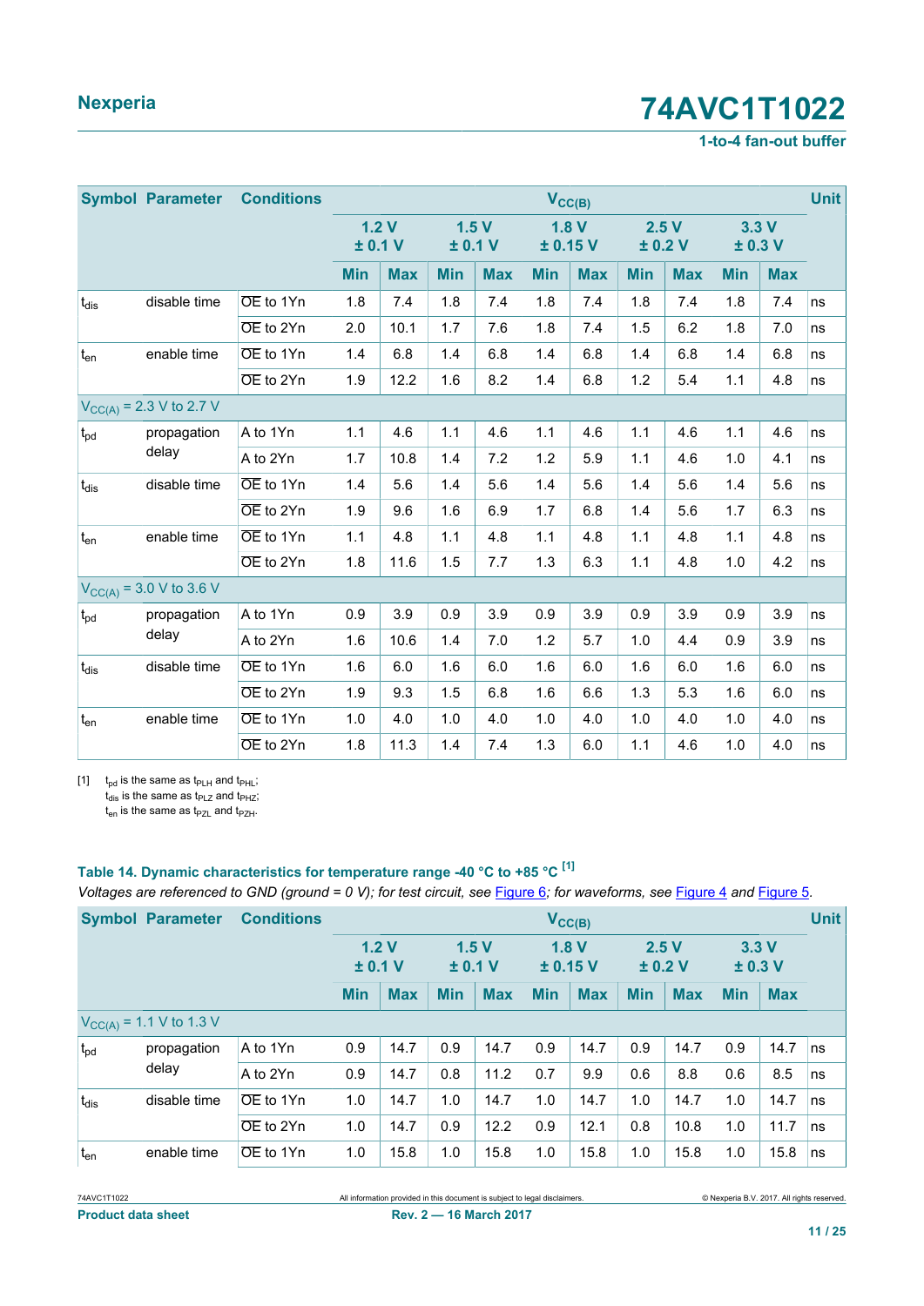| Symbol | Parameter | Conditions | $V_{CC(B)}$ | | | | | | | | | | Unit |
|---|---|---|---|---|---|---|---|---|---|---|---|---|---|
| | | | 1.2 V ± 0.1 V | | 1.5 V ± 0.1 V | | 1.8 V ± 0.15 V | | 2.5 V ± 0.2 V | | 3.3 V ± 0.3 V | | |
| | | | Min | Max | Min | Max | Min | Max | Min | Max | Min | Max | |
| $t_{dis}$ | disable time | $\overline{OE}$ to 1Yn | 1.8 | 7.4 | 1.8 | 7.4 | 1.8 | 7.4 | 1.8 | 7.4 | 1.8 | 7.4 | ns |
| | | $\overline{OE}$ to 2Yn | 2.0 | 10.1 | 1.7 | 7.6 | 1.8 | 7.4 | 1.5 | 6.2 | 1.8 | 7.0 | ns |
| $t_{en}$ | enable time | $\overline{OE}$ to 1Yn | 1.4 | 6.8 | 1.4 | 6.8 | 1.4 | 6.8 | 1.4 | 6.8 | 1.4 | 6.8 | ns |
| | | $\overline{OE}$ to 2Yn | 1.9 | 12.2 | 1.6 | 8.2 | 1.4 | 6.8 | 1.2 | 5.4 | 1.1 | 4.8 | ns |
| $V_{CC(A)}$ = 2.3 V to 2.7 V | | | | | | | | | | | | | |
| $t_{pd}$ | propagation delay | A to 1Yn | 1.1 | 4.6 | 1.1 | 4.6 | 1.1 | 4.6 | 1.1 | 4.6 | 1.1 | 4.6 | ns |
| | | A to 2Yn | 1.7 | 10.8 | 1.4 | 7.2 | 1.2 | 5.9 | 1.1 | 4.6 | 1.0 | 4.1 | ns |
| $t_{dis}$ | disable time | $\overline{OE}$ to 1Yn | 1.4 | 5.6 | 1.4 | 5.6 | 1.4 | 5.6 | 1.4 | 5.6 | 1.4 | 5.6 | ns |
| | | $\overline{OE}$ to 2Yn | 1.9 | 9.6 | 1.6 | 6.9 | 1.7 | 6.8 | 1.4 | 5.6 | 1.7 | 6.3 | ns |
| $t_{en}$ | enable time | $\overline{OE}$ to 1Yn | 1.1 | 4.8 | 1.1 | 4.8 | 1.1 | 4.8 | 1.1 | 4.8 | 1.1 | 4.8 | ns |
| | | $\overline{OE}$ to 2Yn | 1.8 | 11.6 | 1.5 | 7.7 | 1.3 | 6.3 | 1.1 | 4.8 | 1.0 | 4.2 | ns |
| $V_{CC(A)}$ = 3.0 V to 3.6 V | | | | | | | | | | | | | |
| $t_{pd}$ | propagation delay | A to 1Yn | 0.9 | 3.9 | 0.9 | 3.9 | 0.9 | 3.9 | 0.9 | 3.9 | 0.9 | 3.9 | ns |
| | | A to 2Yn | 1.6 | 10.6 | 1.4 | 7.0 | 1.2 | 5.7 | 1.0 | 4.4 | 0.9 | 3.9 | ns |
| $t_{dis}$ | disable time | $\overline{OE}$ to 1Yn | 1.6 | 6.0 | 1.6 | 6.0 | 1.6 | 6.0 | 1.6 | 6.0 | 1.6 | 6.0 | ns |
| | | $\overline{OE}$ to 2Yn | 1.9 | 9.3 | 1.5 | 6.8 | 1.6 | 6.6 | 1.3 | 5.3 | 1.6 | 6.0 | ns |
| $t_{en}$ | enable time | $\overline{OE}$ to 1Yn | 1.0 | 4.0 | 1.0 | 4.0 | 1.0 | 4.0 | 1.0 | 4.0 | 1.0 | 4.0 | ns |
| | | $\overline{OE}$ to 2Yn | 1.8 | 11.3 | 1.4 | 7.4 | 1.3 | 6.0 | 1.1 | 4.6 | 1.0 | 4.0 | ns |

[1] $t_{pd}$ is the same as $t_{PLH}$ and $t_{PHL}$;
$t_{dis}$ is the same as $t_{PLZ}$ and $t_{PHZ}$;
$t_{en}$ is the same as $t_{PZL}$ and $t_{PZH}$.

**Table 14. Dynamic characteristics for temperature range -40 °C to +85 °C [1]**

*Voltages are referenced to GND (ground = 0 V); for test circuit, see Figure 6; for waveforms, see Figure 4 and Figure 5.*

| Symbol | Parameter | Conditions | $V_{CC(B)}$ | | | | | | | | | | Unit |
|---|---|---|---|---|---|---|---|---|---|---|---|---|---|
| | | | 1.2 V ± 0.1 V | | 1.5 V ± 0.1 V | | 1.8 V ± 0.15 V | | 2.5 V ± 0.2 V | | 3.3 V ± 0.3 V | | |
| | | | Min | Max | Min | Max | Min | Max | Min | Max | Min | Max | |
| $V_{CC(A)}$ = 1.1 V to 1.3 V | | | | | | | | | | | | | |
| $t_{pd}$ | propagation delay | A to 1Yn | 0.9 | 14.7 | 0.9 | 14.7 | 0.9 | 14.7 | 0.9 | 14.7 | 0.9 | 14.7 | ns |
| | | A to 2Yn | 0.9 | 14.7 | 0.8 | 11.2 | 0.7 | 9.9 | 0.6 | 8.8 | 0.6 | 8.5 | ns |
| $t_{dis}$ | disable time | $\overline{OE}$ to 1Yn | 1.0 | 14.7 | 1.0 | 14.7 | 1.0 | 14.7 | 1.0 | 14.7 | 1.0 | 14.7 | ns |
| | | $\overline{OE}$ to 2Yn | 1.0 | 14.7 | 0.9 | 12.2 | 0.9 | 12.1 | 0.8 | 10.8 | 1.0 | 11.7 | ns |
| $t_{en}$ | enable time | $\overline{OE}$ to 1Yn | 1.0 | 15.8 | 1.0 | 15.8 | 1.0 | 15.8 | 1.0 | 15.8 | 1.0 | 15.8 | ns |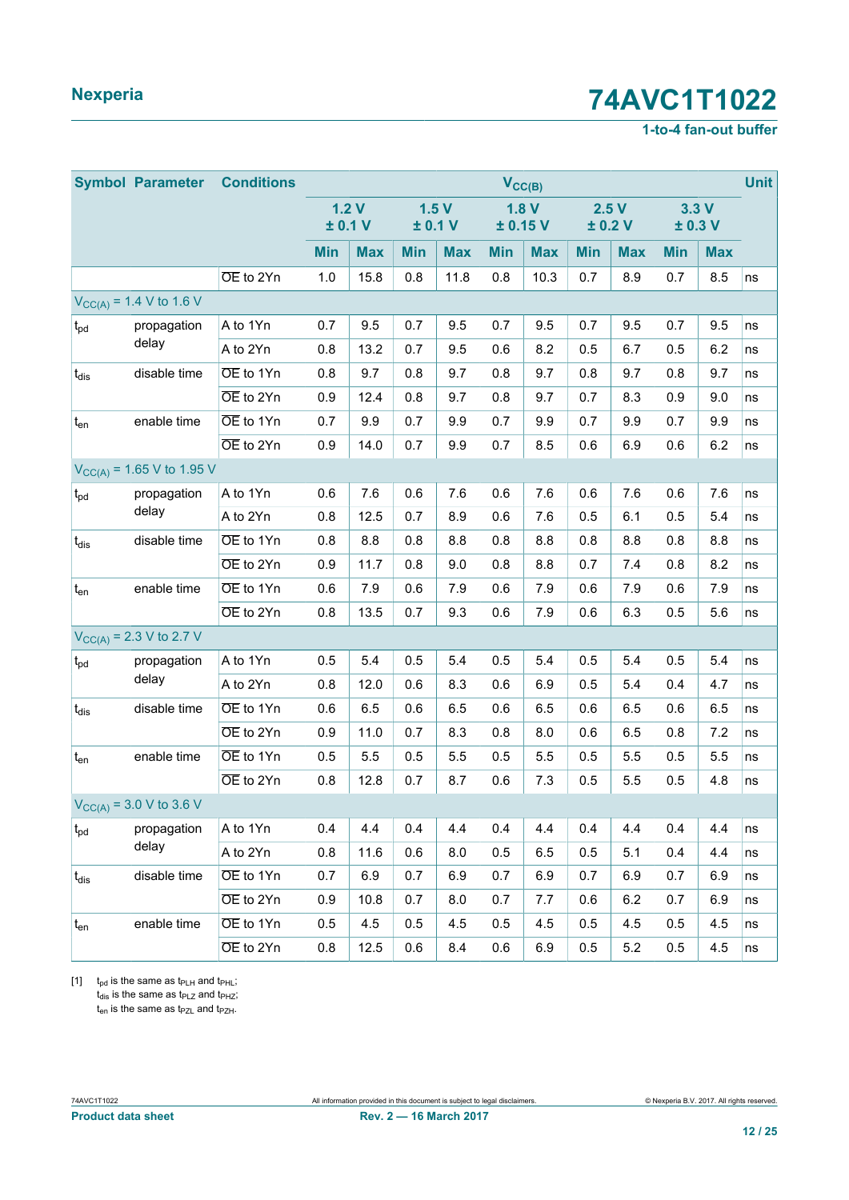| Symbol | Parameter | Conditions | $V_{CC(B)}$ | | | | | | | | | | Unit |
|---|---|---|---|---|---|---|---|---|---|---|---|---|---|
| | | | 1.2 V ± 0.1 V | | 1.5 V ± 0.1 V | | 1.8 V ± 0.15 V | | 2.5 V ± 0.2 V | | 3.3 V ± 0.3 V | | |
| | | | Min | Max | Min | Max | Min | Max | Min | Max | Min | Max | |
| | | $\overline{OE}$ to 2Yn | 1.0 | 15.8 | 0.8 | 11.8 | 0.8 | 10.3 | 0.7 | 8.9 | 0.7 | 8.5 | ns |
| $V_{CC(A)}$ = 1.4 V to 1.6 V | | | | | | | | | | | | | |
| $t_{pd}$ | propagation delay | A to 1Yn | 0.7 | 9.5 | 0.7 | 9.5 | 0.7 | 9.5 | 0.7 | 9.5 | 0.7 | 9.5 | ns |
| | | A to 2Yn | 0.8 | 13.2 | 0.7 | 9.5 | 0.6 | 8.2 | 0.5 | 6.7 | 0.5 | 6.2 | ns |
| $t_{dis}$ | disable time | $\overline{OE}$ to 1Yn | 0.8 | 9.7 | 0.8 | 9.7 | 0.8 | 9.7 | 0.8 | 9.7 | 0.8 | 9.7 | ns |
| | | $\overline{OE}$ to 2Yn | 0.9 | 12.4 | 0.8 | 9.7 | 0.8 | 9.7 | 0.7 | 8.3 | 0.9 | 9.0 | ns |
| $t_{en}$ | enable time | $\overline{OE}$ to 1Yn | 0.7 | 9.9 | 0.7 | 9.9 | 0.7 | 9.9 | 0.7 | 9.9 | 0.7 | 9.9 | ns |
| | | $\overline{OE}$ to 2Yn | 0.9 | 14.0 | 0.7 | 9.9 | 0.7 | 8.5 | 0.6 | 6.9 | 0.6 | 6.2 | ns |
| $V_{CC(A)}$ = 1.65 V to 1.95 V | | | | | | | | | | | | | |
| $t_{pd}$ | propagation delay | A to 1Yn | 0.6 | 7.6 | 0.6 | 7.6 | 0.6 | 7.6 | 0.6 | 7.6 | 0.6 | 7.6 | ns |
| | | A to 2Yn | 0.8 | 12.5 | 0.7 | 8.9 | 0.6 | 7.6 | 0.5 | 6.1 | 0.5 | 5.4 | ns |
| $t_{dis}$ | disable time | $\overline{OE}$ to 1Yn | 0.8 | 8.8 | 0.8 | 8.8 | 0.8 | 8.8 | 0.8 | 8.8 | 0.8 | 8.8 | ns |
| | | $\overline{OE}$ to 2Yn | 0.9 | 11.7 | 0.8 | 9.0 | 0.8 | 8.8 | 0.7 | 7.4 | 0.8 | 8.2 | ns |
| $t_{en}$ | enable time | $\overline{OE}$ to 1Yn | 0.6 | 7.9 | 0.6 | 7.9 | 0.6 | 7.9 | 0.6 | 7.9 | 0.6 | 7.9 | ns |
| | | $\overline{OE}$ to 2Yn | 0.8 | 13.5 | 0.7 | 9.3 | 0.6 | 7.9 | 0.6 | 6.3 | 0.5 | 5.6 | ns |
| $V_{CC(A)}$ = 2.3 V to 2.7 V | | | | | | | | | | | | | |
| $t_{pd}$ | propagation delay | A to 1Yn | 0.5 | 5.4 | 0.5 | 5.4 | 0.5 | 5.4 | 0.5 | 5.4 | 0.5 | 5.4 | ns |
| | | A to 2Yn | 0.8 | 12.0 | 0.6 | 8.3 | 0.6 | 6.9 | 0.5 | 5.4 | 0.4 | 4.7 | ns |
| $t_{dis}$ | disable time | $\overline{OE}$ to 1Yn | 0.6 | 6.5 | 0.6 | 6.5 | 0.6 | 6.5 | 0.6 | 6.5 | 0.6 | 6.5 | ns |
| | | $\overline{OE}$ to 2Yn | 0.9 | 11.0 | 0.7 | 8.3 | 0.8 | 8.0 | 0.6 | 6.5 | 0.8 | 7.2 | ns |
| $t_{en}$ | enable time | $\overline{OE}$ to 1Yn | 0.5 | 5.5 | 0.5 | 5.5 | 0.5 | 5.5 | 0.5 | 5.5 | 0.5 | 5.5 | ns |
| | | $\overline{OE}$ to 2Yn | 0.8 | 12.8 | 0.7 | 8.7 | 0.6 | 7.3 | 0.5 | 5.5 | 0.5 | 4.8 | ns |
| $V_{CC(A)}$ = 3.0 V to 3.6 V | | | | | | | | | | | | | |
| $t_{pd}$ | propagation delay | A to 1Yn | 0.4 | 4.4 | 0.4 | 4.4 | 0.4 | 4.4 | 0.4 | 4.4 | 0.4 | 4.4 | ns |
| | | A to 2Yn | 0.8 | 11.6 | 0.6 | 8.0 | 0.5 | 6.5 | 0.5 | 5.1 | 0.4 | 4.4 | ns |
| $t_{dis}$ | disable time | $\overline{OE}$ to 1Yn | 0.7 | 6.9 | 0.7 | 6.9 | 0.7 | 6.9 | 0.7 | 6.9 | 0.7 | 6.9 | ns |
| | | $\overline{OE}$ to 2Yn | 0.9 | 10.8 | 0.7 | 8.0 | 0.7 | 7.7 | 0.6 | 6.2 | 0.7 | 6.9 | ns |
| $t_{en}$ | enable time | $\overline{OE}$ to 1Yn | 0.5 | 4.5 | 0.5 | 4.5 | 0.5 | 4.5 | 0.5 | 4.5 | 0.5 | 4.5 | ns |
| | | $\overline{OE}$ to 2Yn | 0.8 | 12.5 | 0.6 | 8.4 | 0.6 | 6.9 | 0.5 | 5.2 | 0.5 | 4.5 | ns |

[1] $t_{pd}$ is the same as $t_{PLH}$ and $t_{PHL}$;
$t_{dis}$ is the same as $t_{PLZ}$ and $t_{PHZ}$;
$t_{en}$ is the same as $t_{PZL}$ and $t_{PZH}$.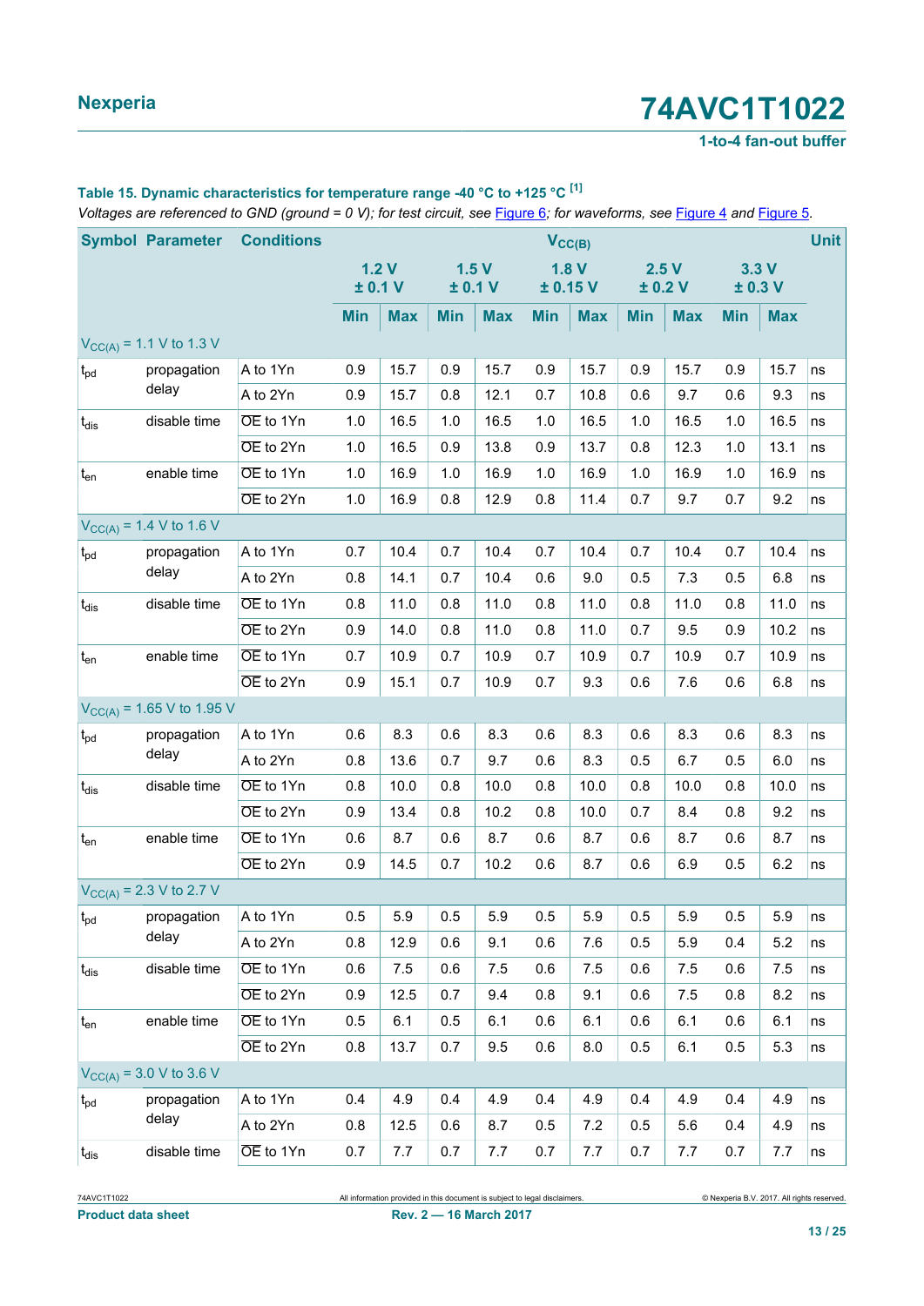**Table 15. Dynamic characteristics for temperature range -40 °C to +125 °C [1]**

*Voltages are referenced to GND (ground = 0 V); for test circuit, see Figure 6; for waveforms, see Figure 4 and Figure 5.*

| Symbol | Parameter | Conditions | $V_{CC(B)}$ | | | | | | | | | | Unit |
|---|---|---|---|---|---|---|---|---|---|---|---|---|---|
| | | | 1.2 V ± 0.1 V | | 1.5 V ± 0.1 V | | 1.8 V ± 0.15 V | | 2.5 V ± 0.2 V | | 3.3 V ± 0.3 V | | |
| | | | Min | Max | Min | Max | Min | Max | Min | Max | Min | Max | |
| $V_{CC(A)}$ = 1.1 V to 1.3 V | | | | | | | | | | | | | |
| $t_{pd}$ | propagation delay | A to 1Yn | 0.9 | 15.7 | 0.9 | 15.7 | 0.9 | 15.7 | 0.9 | 15.7 | 0.9 | 15.7 | ns |
| | | A to 2Yn | 0.9 | 15.7 | 0.8 | 12.1 | 0.7 | 10.8 | 0.6 | 9.7 | 0.6 | 9.3 | ns |
| $t_{dis}$ | disable time | $\overline{OE}$ to 1Yn | 1.0 | 16.5 | 1.0 | 16.5 | 1.0 | 16.5 | 1.0 | 16.5 | 1.0 | 16.5 | ns |
| | | $\overline{OE}$ to 2Yn | 1.0 | 16.5 | 0.9 | 13.8 | 0.9 | 13.7 | 0.8 | 12.3 | 1.0 | 13.1 | ns |
| $t_{en}$ | enable time | $\overline{OE}$ to 1Yn | 1.0 | 16.9 | 1.0 | 16.9 | 1.0 | 16.9 | 1.0 | 16.9 | 1.0 | 16.9 | ns |
| | | $\overline{OE}$ to 2Yn | 1.0 | 16.9 | 0.8 | 12.9 | 0.8 | 11.4 | 0.7 | 9.7 | 0.7 | 9.2 | ns |
| $V_{CC(A)}$ = 1.4 V to 1.6 V | | | | | | | | | | | | | |
| $t_{pd}$ | propagation delay | A to 1Yn | 0.7 | 10.4 | 0.7 | 10.4 | 0.7 | 10.4 | 0.7 | 10.4 | 0.7 | 10.4 | ns |
| | | A to 2Yn | 0.8 | 14.1 | 0.7 | 10.4 | 0.6 | 9.0 | 0.5 | 7.3 | 0.5 | 6.8 | ns |
| $t_{dis}$ | disable time | $\overline{OE}$ to 1Yn | 0.8 | 11.0 | 0.8 | 11.0 | 0.8 | 11.0 | 0.8 | 11.0 | 0.8 | 11.0 | ns |
| | | $\overline{OE}$ to 2Yn | 0.9 | 14.0 | 0.8 | 11.0 | 0.8 | 11.0 | 0.7 | 9.5 | 0.9 | 10.2 | ns |
| $t_{en}$ | enable time | $\overline{OE}$ to 1Yn | 0.7 | 10.9 | 0.7 | 10.9 | 0.7 | 10.9 | 0.7 | 10.9 | 0.7 | 10.9 | ns |
| | | $\overline{OE}$ to 2Yn | 0.9 | 15.1 | 0.7 | 10.9 | 0.7 | 9.3 | 0.6 | 7.6 | 0.6 | 6.8 | ns |
| $V_{CC(A)}$ = 1.65 V to 1.95 V | | | | | | | | | | | | | |
| $t_{pd}$ | propagation delay | A to 1Yn | 0.6 | 8.3 | 0.6 | 8.3 | 0.6 | 8.3 | 0.6 | 8.3 | 0.6 | 8.3 | ns |
| | | A to 2Yn | 0.8 | 13.6 | 0.7 | 9.7 | 0.6 | 8.3 | 0.5 | 6.7 | 0.5 | 6.0 | ns |
| $t_{dis}$ | disable time | $\overline{OE}$ to 1Yn | 0.8 | 10.0 | 0.8 | 10.0 | 0.8 | 10.0 | 0.8 | 10.0 | 0.8 | 10.0 | ns |
| | | $\overline{OE}$ to 2Yn | 0.9 | 13.4 | 0.8 | 10.2 | 0.8 | 10.0 | 0.7 | 8.4 | 0.8 | 9.2 | ns |
| $t_{en}$ | enable time | $\overline{OE}$ to 1Yn | 0.6 | 8.7 | 0.6 | 8.7 | 0.6 | 8.7 | 0.6 | 8.7 | 0.6 | 8.7 | ns |
| | | $\overline{OE}$ to 2Yn | 0.9 | 14.5 | 0.7 | 10.2 | 0.6 | 8.7 | 0.6 | 6.9 | 0.5 | 6.2 | ns |
| $V_{CC(A)}$ = 2.3 V to 2.7 V | | | | | | | | | | | | | |
| $t_{pd}$ | propagation delay | A to 1Yn | 0.5 | 5.9 | 0.5 | 5.9 | 0.5 | 5.9 | 0.5 | 5.9 | 0.5 | 5.9 | ns |
| | | A to 2Yn | 0.8 | 12.9 | 0.6 | 9.1 | 0.6 | 7.6 | 0.5 | 5.9 | 0.4 | 5.2 | ns |
| $t_{dis}$ | disable time | $\overline{OE}$ to 1Yn | 0.6 | 7.5 | 0.6 | 7.5 | 0.6 | 7.5 | 0.6 | 7.5 | 0.6 | 7.5 | ns |
| | | $\overline{OE}$ to 2Yn | 0.9 | 12.5 | 0.7 | 9.4 | 0.8 | 9.1 | 0.6 | 7.5 | 0.8 | 8.2 | ns |
| $t_{en}$ | enable time | $\overline{OE}$ to 1Yn | 0.5 | 6.1 | 0.5 | 6.1 | 0.6 | 6.1 | 0.6 | 6.1 | 0.6 | 6.1 | ns |
| | | $\overline{OE}$ to 2Yn | 0.8 | 13.7 | 0.7 | 9.5 | 0.6 | 8.0 | 0.5 | 6.1 | 0.5 | 5.3 | ns |
| $V_{CC(A)}$ = 3.0 V to 3.6 V | | | | | | | | | | | | | |
| $t_{pd}$ | propagation delay | A to 1Yn | 0.4 | 4.9 | 0.4 | 4.9 | 0.4 | 4.9 | 0.4 | 4.9 | 0.4 | 4.9 | ns |
| | | A to 2Yn | 0.8 | 12.5 | 0.6 | 8.7 | 0.5 | 7.2 | 0.5 | 5.6 | 0.4 | 4.9 | ns |
| $t_{dis}$ | disable time | $\overline{OE}$ to 1Yn | 0.7 | 7.7 | 0.7 | 7.7 | 0.7 | 7.7 | 0.7 | 7.7 | 0.7 | 7.7 | ns |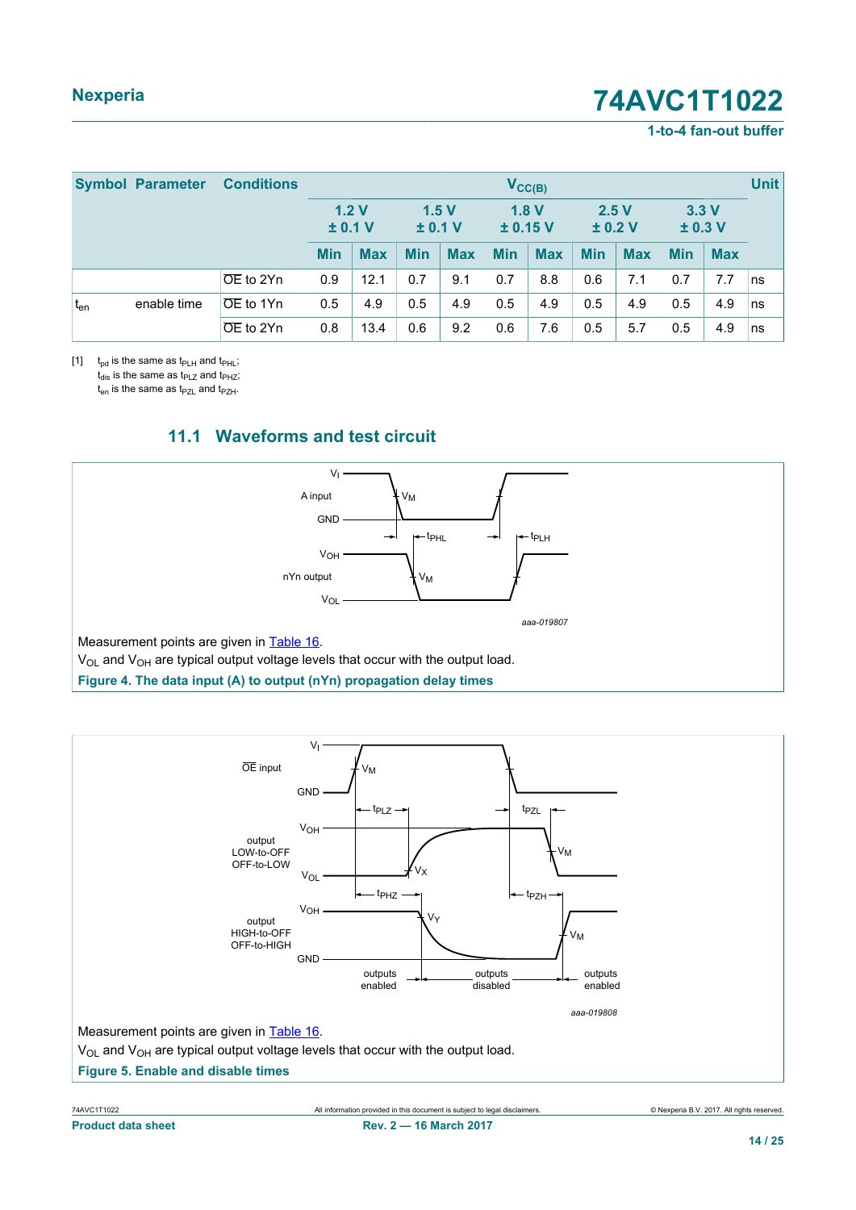| Symbol | Parameter | Conditions | $V_{CC(B)}$ | | | | | | | | | | Unit |
|---|---|---|---|---|---|---|---|---|---|---|---|---|---|
| | | | 1.2 V ± 0.1 V | | 1.5 V ± 0.1 V | | 1.8 V ± 0.15 V | | 2.5 V ± 0.2 V | | 3.3 V ± 0.3 V | | |
| | | | Min | Max | Min | Max | Min | Max | Min | Max | Min | Max | |
| | | $\overline{OE}$ to 2Yn | 0.9 | 12.1 | 0.7 | 9.1 | 0.7 | 8.8 | 0.6 | 7.1 | 0.7 | 7.7 | ns |
| $t_{en}$ | enable time | $\overline{OE}$ to 1Yn | 0.5 | 4.9 | 0.5 | 4.9 | 0.5 | 4.9 | 0.5 | 4.9 | 0.5 | 4.9 | ns |
| | | $\overline{OE}$ to 2Yn | 0.8 | 13.4 | 0.6 | 9.2 | 0.6 | 7.6 | 0.5 | 5.7 | 0.5 | 4.9 | ns |

[1] $t_{pd}$ is the same as $t_{PLH}$ and $t_{PHL}$;
$t_{dis}$ is the same as $t_{PLZ}$ and $t_{PHZ}$;
$t_{en}$ is the same as $t_{PZL}$ and $t_{PZH}$.

## 11.1 Waveforms and test circuit

Measurement points are given in Table 16.

$V_{OL}$ and $V_{OH}$ are typical output voltage levels that occur with the output load.

**Figure 4. The data input (A) to output (nYn) propagation delay times**

Measurement points are given in Table 16.

$V_{OL}$ and $V_{OH}$ are typical output voltage levels that occur with the output load.

**Figure 5. Enable and disable times**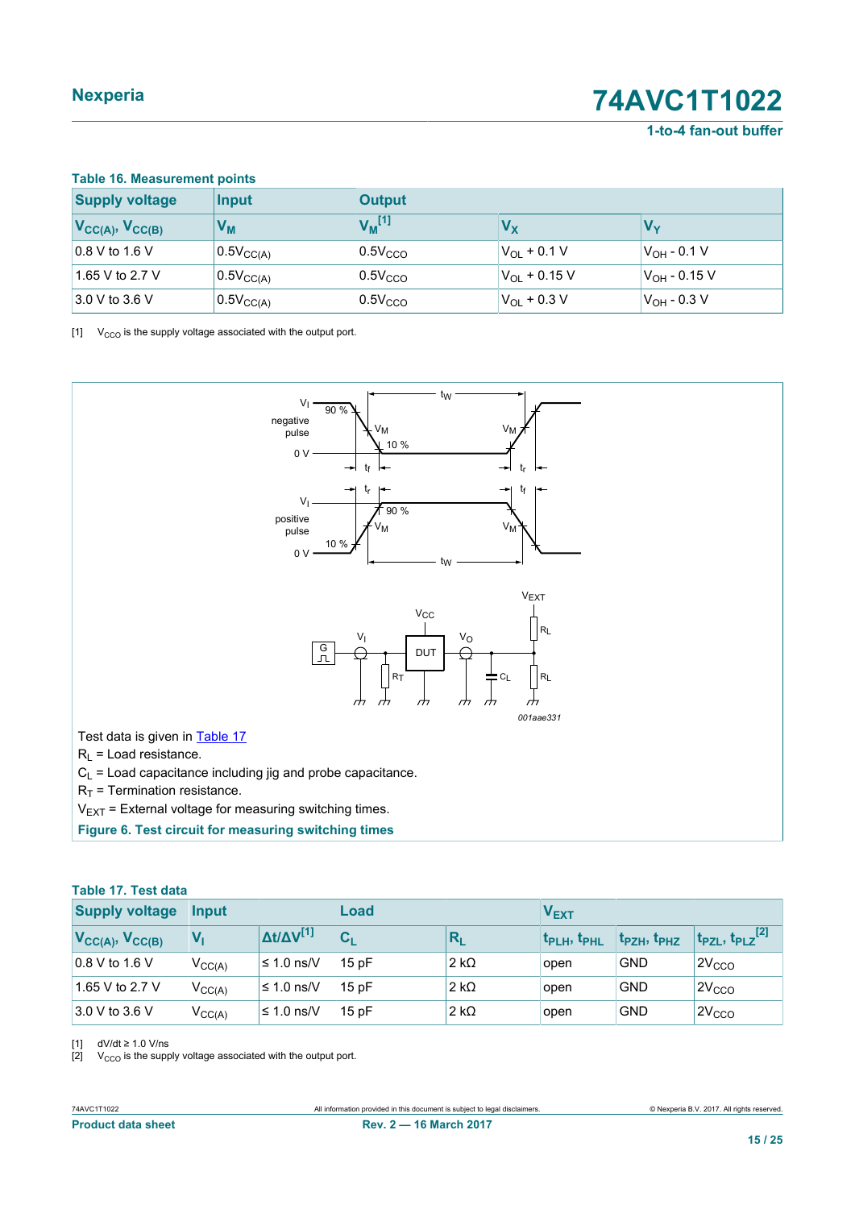**Table 16. Measurement points**

| Supply voltage | Input | Output | | |
|---|---|---|---|---|
| $V_{CC(A)}$, $V_{CC(B)}$ | $V_M$ | $V_M$ [1] | $V_X$ | $V_Y$ |
| 0.8 V to 1.6 V | $0.5V_{CC(A)}$ | $0.5V_{CCO}$ | $V_{OL}$ + 0.1 V | $V_{OH}$ - 0.1 V |
| 1.65 V to 2.7 V | $0.5V_{CC(A)}$ | $0.5V_{CCO}$ | $V_{OL}$ + 0.15 V | $V_{OH}$ - 0.15 V |
| 3.0 V to 3.6 V | $0.5V_{CC(A)}$ | $0.5V_{CCO}$ | $V_{OL}$ + 0.3 V | $V_{OH}$ - 0.3 V |

[1] $V_{CCO}$ is the supply voltage associated with the output port.

Test data is given in Table 17

$R_L$ = Load resistance.

$C_L$ = Load capacitance including jig and probe capacitance.

$R_T$ = Termination resistance.

$V_{EXT}$ = External voltage for measuring switching times.

**Figure 6. Test circuit for measuring switching times**

**Table 17. Test data**

| Supply voltage | Input | | Load | | $V_{EXT}$ | | |
|---|---|---|---|---|---|---|---|
| $V_{CC(A)}$, $V_{CC(B)}$ | $V_I$ | $\Delta t/\Delta V$ [1] | $C_L$ | $R_L$ | $t_{PLH}$, $t_{PHL}$ | $t_{PZH}$, $t_{PHZ}$ | $t_{PZL}$, $t_{PLZ}$ [2] |
| 0.8 V to 1.6 V | $V_{CC(A)}$ | ≤ 1.0 ns/V | 15 pF | 2 kΩ | open | GND | $2V_{CCO}$ |
| 1.65 V to 2.7 V | $V_{CC(A)}$ | ≤ 1.0 ns/V | 15 pF | 2 kΩ | open | GND | $2V_{CCO}$ |
| 3.0 V to 3.6 V | $V_{CC(A)}$ | ≤ 1.0 ns/V | 15 pF | 2 kΩ | open | GND | $2V_{CCO}$ |

[1] dV/dt ≥ 1.0 V/ns

[2] $V_{CCO}$ is the supply voltage associated with the output port.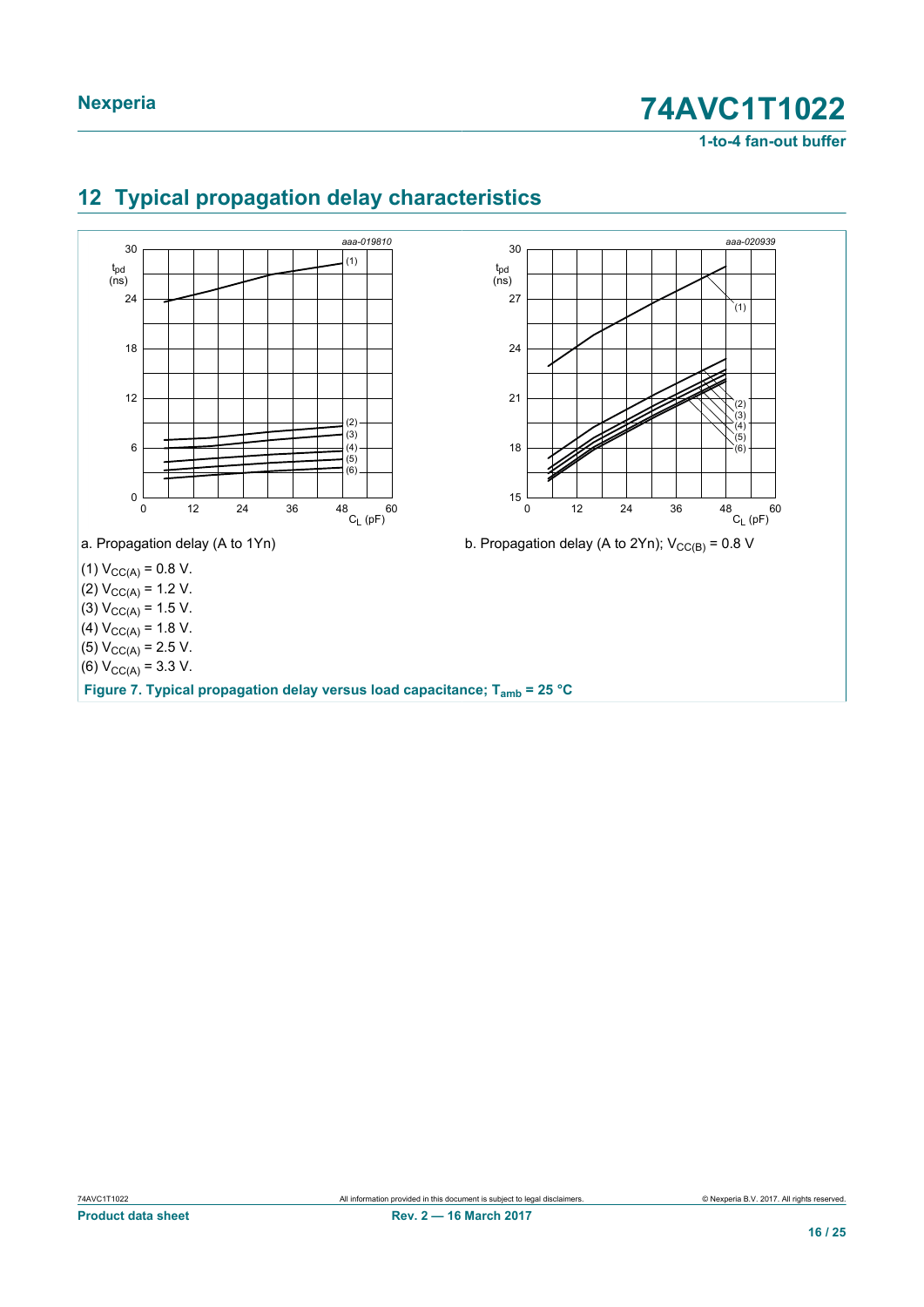## 12 Typical propagation delay characteristics

a. Propagation delay (A to 1Yn)

b. Propagation delay (A to 2Yn); $V_{CC(B)}$ = 0.8 V

(1) $V_{CC(A)}$ = 0.8 V.

(2) $V_{CC(A)}$ = 1.2 V.

(3) $V_{CC(A)}$ = 1.5 V.

(4) $V_{CC(A)}$ = 1.8 V.

(5) $V_{CC(A)}$ = 2.5 V.

(6) $V_{CC(A)}$ = 3.3 V.

**Figure 7. Typical propagation delay versus load capacitance; $T_{amb}$ = 25 °C**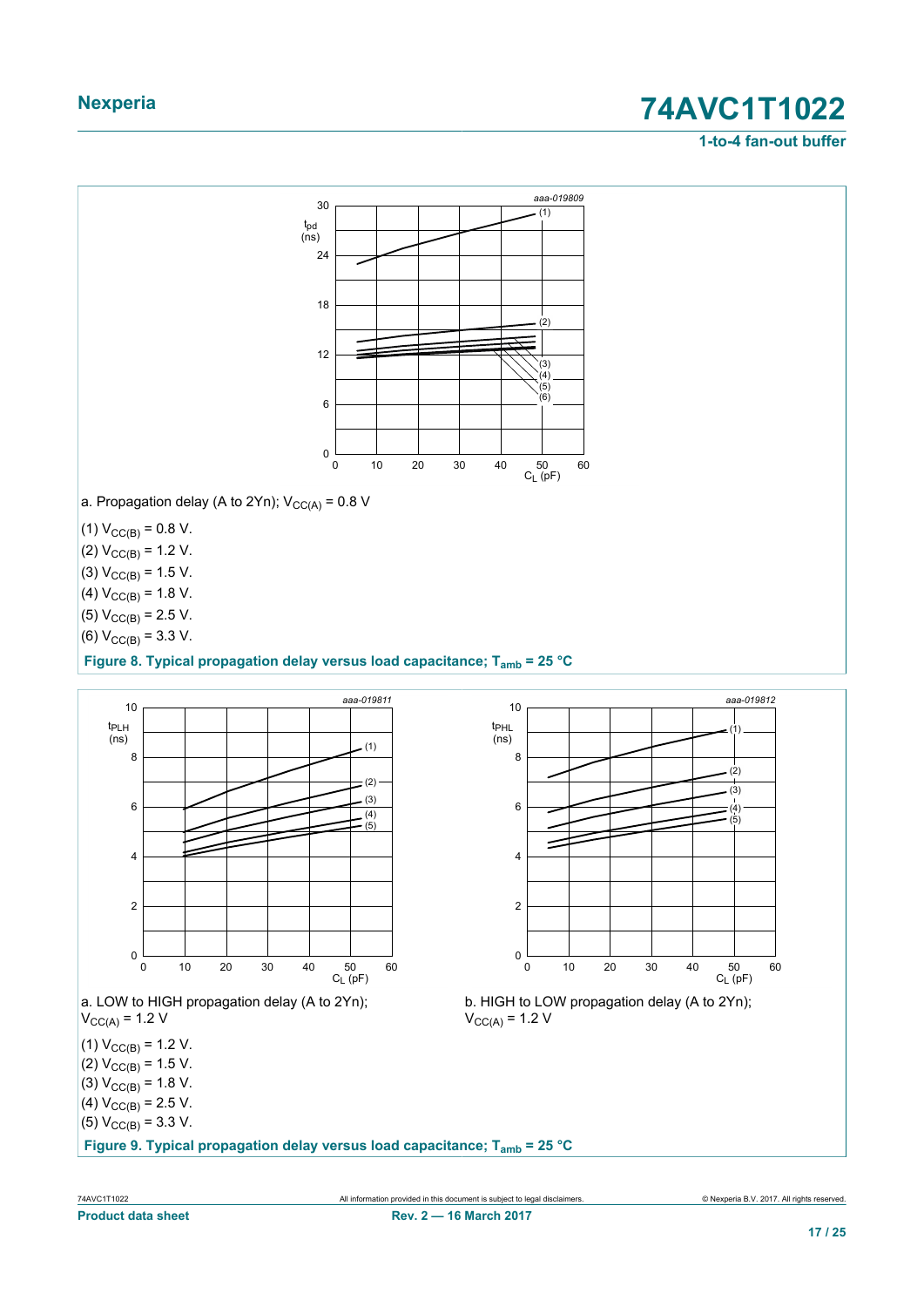a. Propagation delay (A to 2Yn); $V_{CC(A)}$ = 0.8 V

(1) $V_{CC(B)}$ = 0.8 V.

(2) $V_{CC(B)}$ = 1.2 V.

(3) $V_{CC(B)}$ = 1.5 V.

(4) $V_{CC(B)}$ = 1.8 V.

(5) $V_{CC(B)}$ = 2.5 V.

(6) $V_{CC(B)}$ = 3.3 V.

**Figure 8. Typical propagation delay versus load capacitance; $T_{amb}$ = 25 °C**

a. LOW to HIGH propagation delay (A to 2Yn); $V_{CC(A)}$ = 1.2 V

b. HIGH to LOW propagation delay (A to 2Yn); $V_{CC(A)}$ = 1.2 V

(1) $V_{CC(B)}$ = 1.2 V.

(2) $V_{CC(B)}$ = 1.5 V.

(3) $V_{CC(B)}$ = 1.8 V.

(4) $V_{CC(B)}$ = 2.5 V.

(5) $V_{CC(B)}$ = 3.3 V.

**Figure 9. Typical propagation delay versus load capacitance; $T_{amb}$ = 25 °C**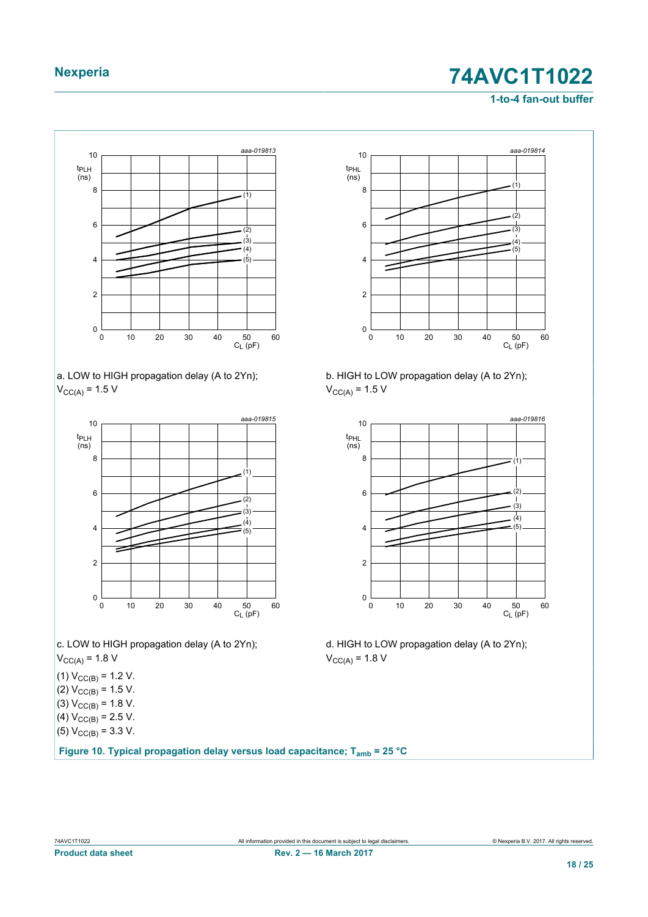a. LOW to HIGH propagation delay (A to 2Yn); $V_{CC(A)}$ = 1.5 V

b. HIGH to LOW propagation delay (A to 2Yn); $V_{CC(A)}$ = 1.5 V

c. LOW to HIGH propagation delay (A to 2Yn); $V_{CC(A)}$ = 1.8 V

d. HIGH to LOW propagation delay (A to 2Yn); $V_{CC(A)}$ = 1.8 V

(1) $V_{CC(B)}$ = 1.2 V.

(2) $V_{CC(B)}$ = 1.5 V.

(3) $V_{CC(B)}$ = 1.8 V.

(4) $V_{CC(B)}$ = 2.5 V.

(5) $V_{CC(B)}$ = 3.3 V.

**Figure 10. Typical propagation delay versus load capacitance; $T_{amb}$ = 25 °C**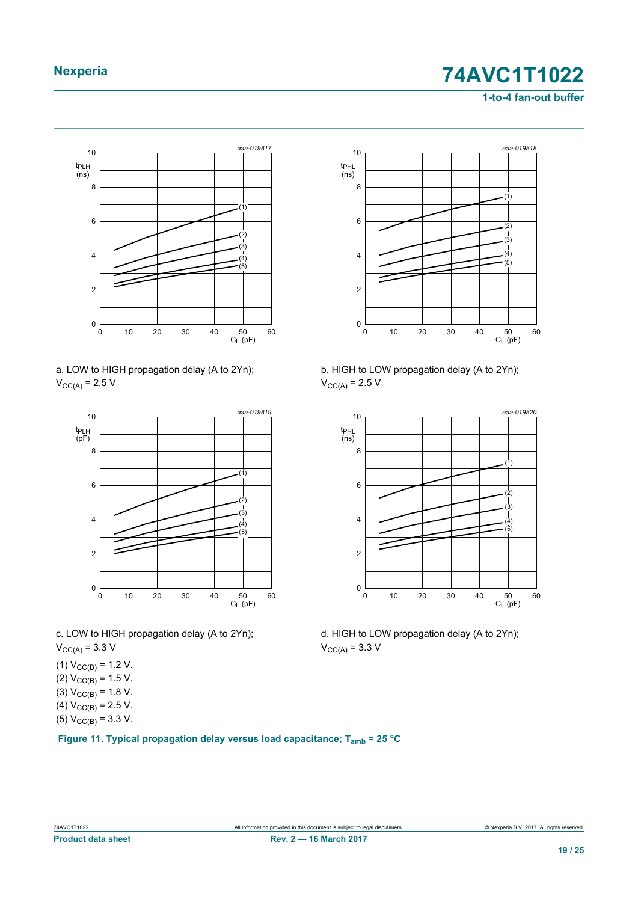a. LOW to HIGH propagation delay (A to 2Yn); $V_{CC(A)}$ = 2.5 V

b. HIGH to LOW propagation delay (A to 2Yn); $V_{CC(A)}$ = 2.5 V

c. LOW to HIGH propagation delay (A to 2Yn); $V_{CC(A)}$ = 3.3 V

d. HIGH to LOW propagation delay (A to 2Yn); $V_{CC(A)}$ = 3.3 V

(1) $V_{CC(B)}$ = 1.2 V.

(2) $V_{CC(B)}$ = 1.5 V.

(3) $V_{CC(B)}$ = 1.8 V.

(4) $V_{CC(B)}$ = 2.5 V.

(5) $V_{CC(B)}$ = 3.3 V.

**Figure 11. Typical propagation delay versus load capacitance; $T_{amb}$ = 25 °C**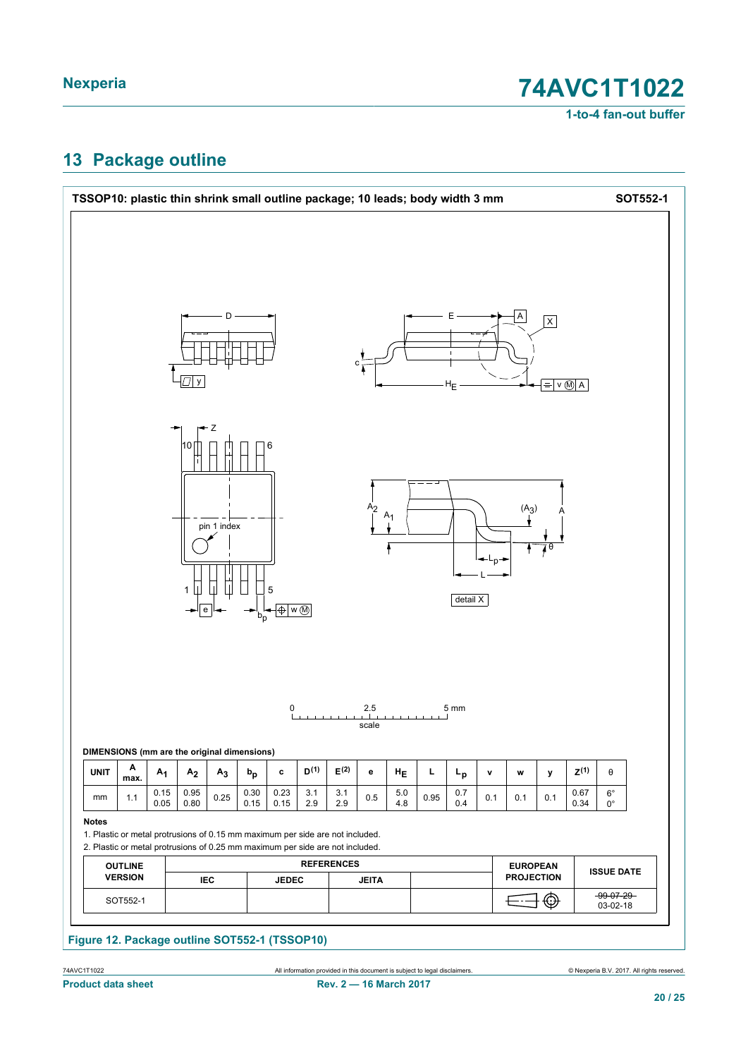## 13 Package outline

**TSSOP10: plastic thin shrink small outline package; 10 leads; body width 3 mm** **SOT552-1**

**DIMENSIONS (mm are the original dimensions)**

| UNIT | A max. | $A_1$ | $A_2$ | $A_3$ | $b_p$ | c | D[(1)] | E[(2)] | e | $H_E$ | L | $L_p$ | v | w | y | Z[(1)] | θ |
|---|---|---|---|---|---|---|---|---|---|---|---|---|---|---|---|---|---|
| mm | 1.1 | 0.15<br>0.05 | 0.95<br>0.80 | 0.25 | 0.30<br>0.15 | 0.23<br>0.15 | 3.1<br>2.9 | 3.1<br>2.9 | 0.5 | 5.0<br>4.8 | 0.95 | 0.7<br>0.4 | 0.1 | 0.1 | 0.1 | 0.67<br>0.34 | 6°<br>0° |

**Notes**

1. Plastic or metal protrusions of 0.15 mm maximum per side are not included.
2. Plastic or metal protrusions of 0.25 mm maximum per side are not included.

| OUTLINE VERSION | REFERENCES | | | | EUROPEAN PROJECTION | ISSUE DATE |
|---|---|---|---|---|---|---|
| | IEC | JEDEC | JEITA | | | |
| SOT552-1 | | | | | | ~~99-07-29~~<br>03-02-18 |

**Figure 12. Package outline SOT552-1 (TSSOP10)**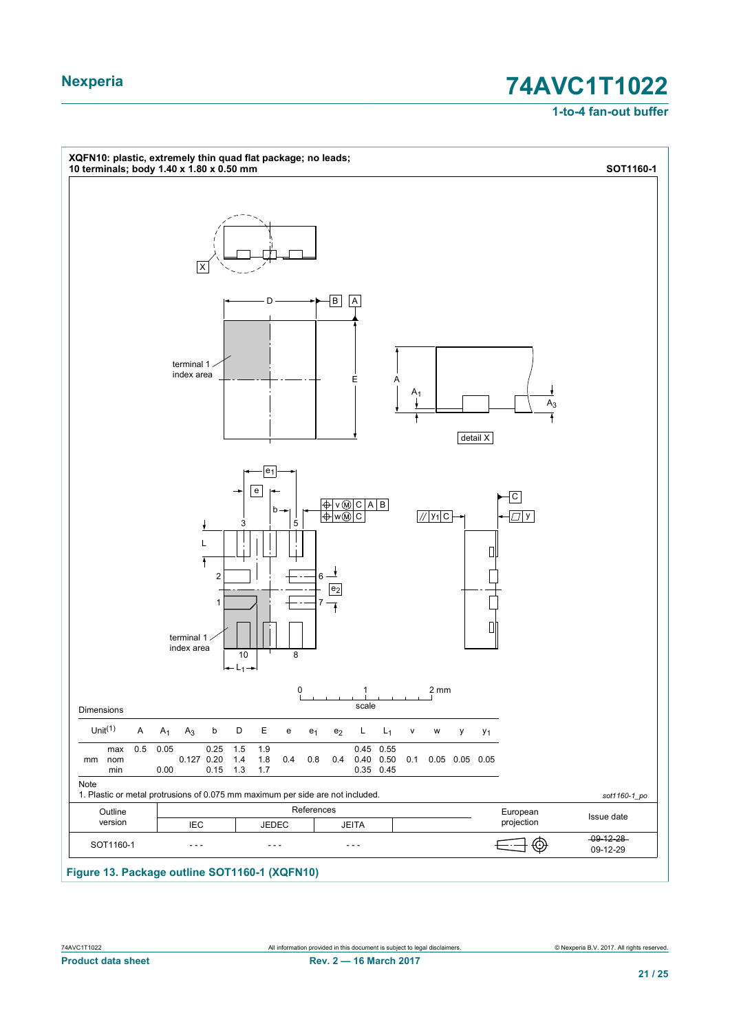**XQFN10: plastic, extremely thin quad flat package; no leads; 10 terminals; body 1.40 x 1.80 x 0.50 mm** SOT1160-1

Dimensions

| Unit[1] | | A | $A_1$ | $A_3$ | b | D | E | e | $e_1$ | $e_2$ | L | $L_1$ | v | w | y | $y_1$ |
|---|---|---|---|---|---|---|---|---|---|---|---|---|---|---|---|---|
| mm | max | 0.5 | 0.05 | | 0.25 | 1.5 | 1.9 | | | | 0.45 | 0.55 | | | | |
| | nom | | | 0.127 | 0.20 | 1.4 | 1.8 | 0.4 | 0.8 | 0.4 | 0.40 | 0.50 | 0.1 | 0.05 | 0.05 | 0.05 |
| | min | | 0.00 | | 0.15 | 1.3 | 1.7 | | | | 0.35 | 0.45 | | | | |

Note

1. Plastic or metal protrusions of 0.075 mm maximum per side are not included.

sot1160-1_po

| Outline version | References | | | | European projection | Issue date |
|---|---|---|---|---|---|---|
| | IEC | JEDEC | JEITA | | | |
| SOT1160-1 | - - - | - - - | - - - | | | ~~09-12-28~~ 09-12-29 |

**Figure 13. Package outline SOT1160-1 (XQFN10)**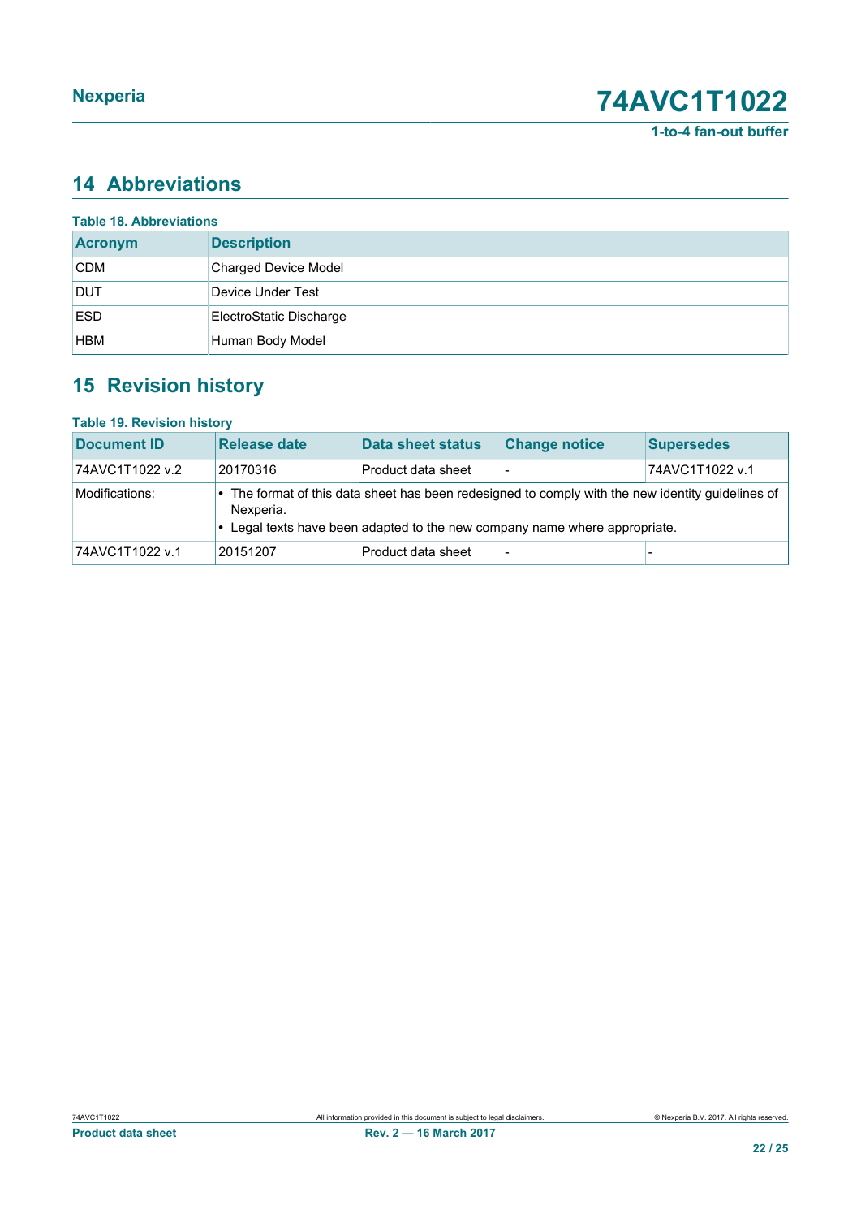## 14 Abbreviations

**Table 18. Abbreviations**

| Acronym | Description |
|---|---|
| CDM | Charged Device Model |
| DUT | Device Under Test |
| ESD | ElectroStatic Discharge |
| HBM | Human Body Model |

## 15 Revision history

**Table 19. Revision history**

| Document ID | Release date | Data sheet status | Change notice | Supersedes |
|---|---|---|---|---|
| 74AVC1T1022 v.2 | 20170316 | Product data sheet | - | 74AVC1T1022 v.1 |
| Modifications: | • The format of this data sheet has been redesigned to comply with the new identity guidelines of Nexperia. • Legal texts have been adapted to the new company name where appropriate. | | | |
| 74AVC1T1022 v.1 | 20151207 | Product data sheet | - | - |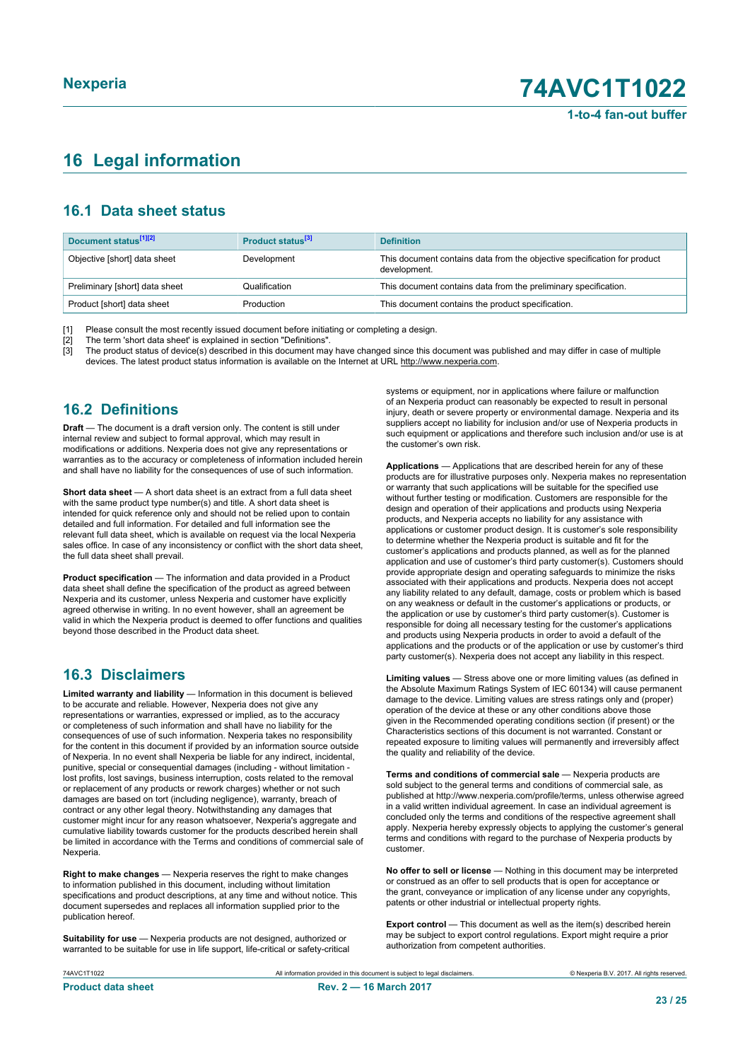## 16 Legal information

### 16.1 Data sheet status

| Document status[1][2] | Product status[3] | Definition |
|---|---|---|
| Objective [short] data sheet | Development | This document contains data from the objective specification for product development. |
| Preliminary [short] data sheet | Qualification | This document contains data from the preliminary specification. |
| Product [short] data sheet | Production | This document contains the product specification. |

[1] Please consult the most recently issued document before initiating or completing a design.
[2] The term 'short data sheet' is explained in section "Definitions".
[3] The product status of device(s) described in this document may have changed since this document was published and may differ in case of multiple devices. The latest product status information is available on the Internet at URL http://www.nexperia.com.

### 16.2 Definitions

**Draft** — The document is a draft version only. The content is still under internal review and subject to formal approval, which may result in modifications or additions. Nexperia does not give any representations or warranties as to the accuracy or completeness of information included herein and shall have no liability for the consequences of use of such information.

**Short data sheet** — A short data sheet is an extract from a full data sheet with the same product type number(s) and title. A short data sheet is intended for quick reference only and should not be relied upon to contain detailed and full information. For detailed and full information see the relevant full data sheet, which is available on request via the local Nexperia sales office. In case of any inconsistency or conflict with the short data sheet, the full data sheet shall prevail.

**Product specification** — The information and data provided in a Product data sheet shall define the specification of the product as agreed between Nexperia and its customer, unless Nexperia and customer have explicitly agreed otherwise in writing. In no event however, shall an agreement be valid in which the Nexperia product is deemed to offer functions and qualities beyond those described in the Product data sheet.

### 16.3 Disclaimers

**Limited warranty and liability** — Information in this document is believed to be accurate and reliable. However, Nexperia does not give any representations or warranties, expressed or implied, as to the accuracy or completeness of such information and shall have no liability for the consequences of use of such information. Nexperia takes no responsibility for the content in this document if provided by an information source outside of Nexperia. In no event shall Nexperia be liable for any indirect, incidental, punitive, special or consequential damages (including - without limitation - lost profits, lost savings, business interruption, costs related to the removal or replacement of any products or rework charges) whether or not such damages are based on tort (including negligence), warranty, breach of contract or any other legal theory. Notwithstanding any damages that customer might incur for any reason whatsoever, Nexperia's aggregate and cumulative liability towards customer for the products described herein shall be limited in accordance with the Terms and conditions of commercial sale of Nexperia.

**Right to make changes** — Nexperia reserves the right to make changes to information published in this document, including without limitation specifications and product descriptions, at any time and without notice. This document supersedes and replaces all information supplied prior to the publication hereof.

**Suitability for use** — Nexperia products are not designed, authorized or warranted to be suitable for use in life support, life-critical or safety-critical systems or equipment, nor in applications where failure or malfunction of an Nexperia product can reasonably be expected to result in personal injury, death or severe property or environmental damage. Nexperia and its suppliers accept no liability for inclusion and/or use of Nexperia products in such equipment or applications and therefore such inclusion and/or use is at the customer's own risk.

**Applications** — Applications that are described herein for any of these products are for illustrative purposes only. Nexperia makes no representation or warranty that such applications will be suitable for the specified use without further testing or modification. Customers are responsible for the design and operation of their applications and products using Nexperia products, and Nexperia accepts no liability for any assistance with applications or customer product design. It is customer's sole responsibility to determine whether the Nexperia product is suitable and fit for the customer's applications and products planned, as well as for the planned application and use of customer's third party customer(s). Customers should provide appropriate design and operating safeguards to minimize the risks associated with their applications and products. Nexperia does not accept any liability related to any default, damage, costs or problem which is based on any weakness or default in the customer's applications or products, or the application or use by customer's third party customer(s). Customer is responsible for doing all necessary testing for the customer's applications and products using Nexperia products in order to avoid a default of the applications and the products or of the application or use by customer's third party customer(s). Nexperia does not accept any liability in this respect.

**Limiting values** — Stress above one or more limiting values (as defined in the Absolute Maximum Ratings System of IEC 60134) will cause permanent damage to the device. Limiting values are stress ratings only and (proper) operation of the device at these or any other conditions above those given in the Recommended operating conditions section (if present) or the Characteristics sections of this document is not warranted. Constant or repeated exposure to limiting values will permanently and irreversibly affect the quality and reliability of the device.

**Terms and conditions of commercial sale** — Nexperia products are sold subject to the general terms and conditions of commercial sale, as published at http://www.nexperia.com/profile/terms, unless otherwise agreed in a valid written individual agreement. In case an individual agreement is concluded only the terms and conditions of the respective agreement shall apply. Nexperia hereby expressly objects to applying the customer's general terms and conditions with regard to the purchase of Nexperia products by customer.

**No offer to sell or license** — Nothing in this document may be interpreted or construed as an offer to sell products that is open for acceptance or the grant, conveyance or implication of any license under any copyrights, patents or other industrial or intellectual property rights.

**Export control** — This document as well as the item(s) described herein may be subject to export control regulations. Export might require a prior authorization from competent authorities.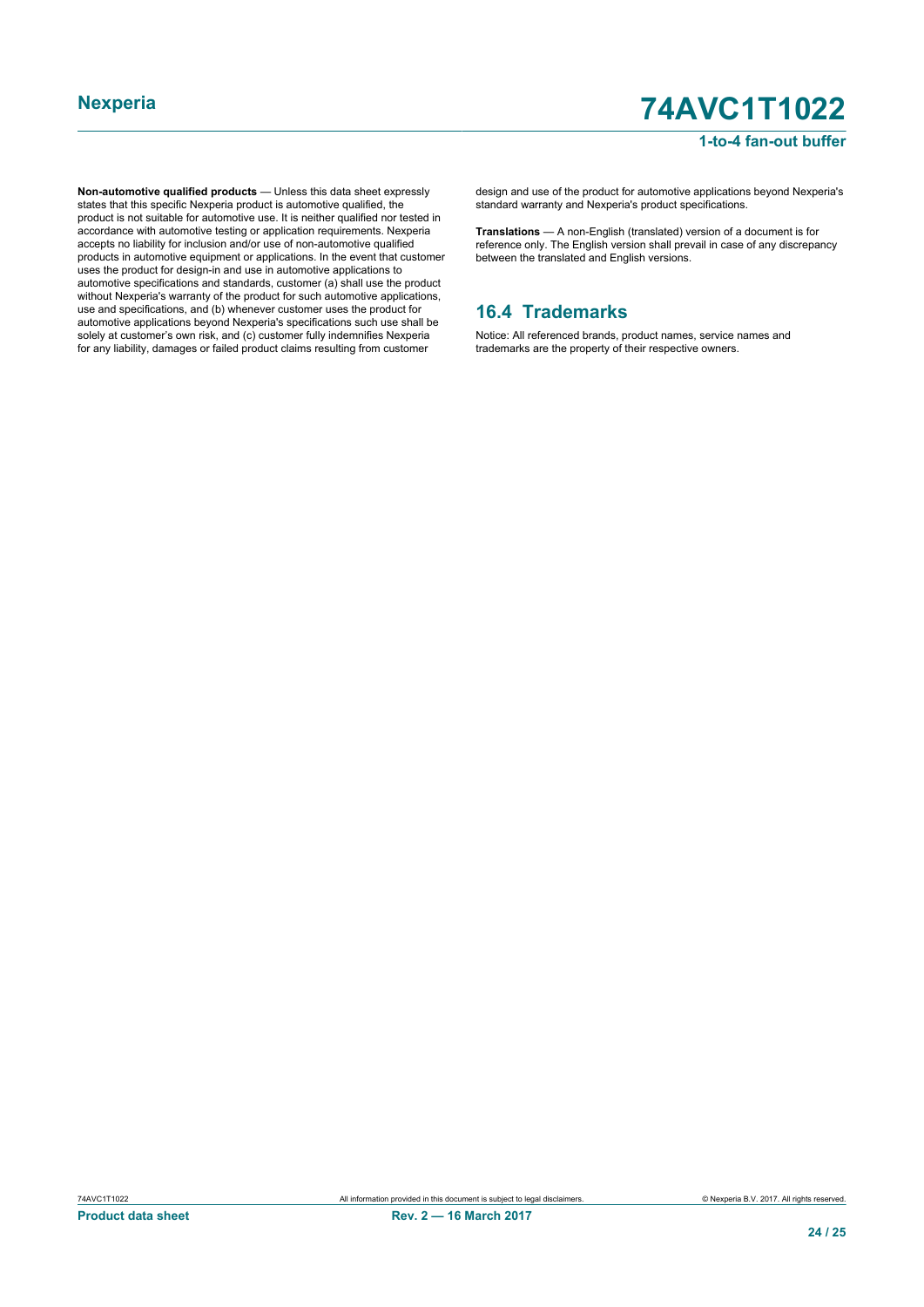**Non-automotive qualified products** — Unless this data sheet expressly states that this specific Nexperia product is automotive qualified, the product is not suitable for automotive use. It is neither qualified nor tested in accordance with automotive testing or application requirements. Nexperia accepts no liability for inclusion and/or use of non-automotive qualified products in automotive equipment or applications. In the event that customer uses the product for design-in and use in automotive applications to automotive specifications and standards, customer (a) shall use the product without Nexperia's warranty of the product for such automotive applications, use and specifications, and (b) whenever customer uses the product for automotive applications beyond Nexperia's specifications such use shall be solely at customer's own risk, and (c) customer fully indemnifies Nexperia for any liability, damages or failed product claims resulting from customer design and use of the product for automotive applications beyond Nexperia's standard warranty and Nexperia's product specifications.

**Translations** — A non-English (translated) version of a document is for reference only. The English version shall prevail in case of any discrepancy between the translated and English versions.

## 16.4 Trademarks

Notice: All referenced brands, product names, service names and trademarks are the property of their respective owners.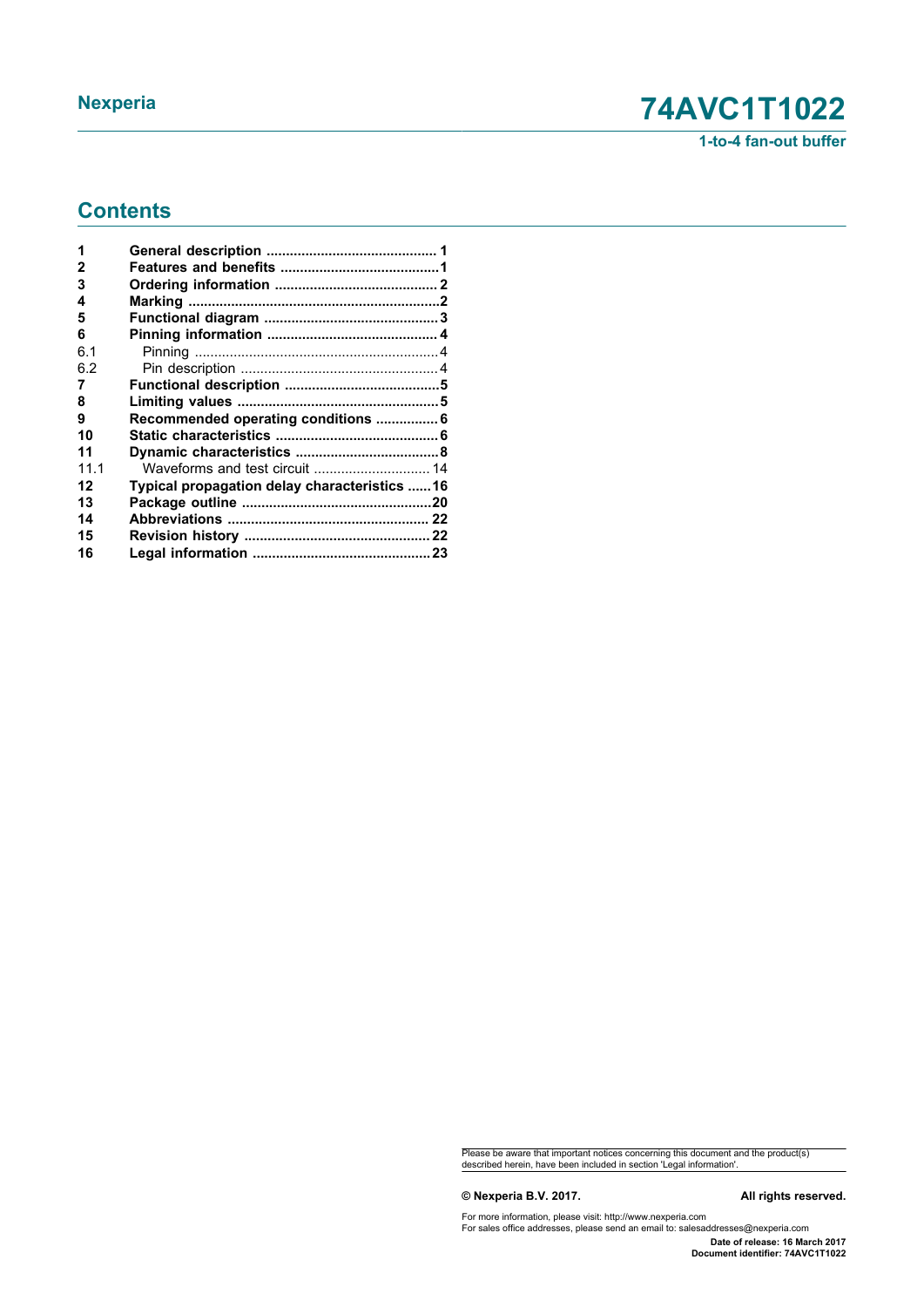## Contents

| | | |
|---|---|---|
| **1** | **General description** | **1** |
| **2** | **Features and benefits** | **1** |
| **3** | **Ordering information** | **2** |
| **4** | **Marking** | **2** |
| **5** | **Functional diagram** | **3** |
| **6** | **Pinning information** | **4** |
| 6.1 | Pinning | 4 |
| 6.2 | Pin description | 4 |
| **7** | **Functional description** | **5** |
| **8** | **Limiting values** | **5** |
| **9** | **Recommended operating conditions** | **6** |
| **10** | **Static characteristics** | **6** |
| **11** | **Dynamic characteristics** | **8** |
| 11.1 | Waveforms and test circuit | 14 |
| **12** | **Typical propagation delay characteristics** | **16** |
| **13** | **Package outline** | **20** |
| **14** | **Abbreviations** | **22** |
| **15** | **Revision history** | **22** |
| **16** | **Legal information** | **23** |

Please be aware that important notices concerning this document and the product(s) described herein, have been included in section 'Legal information'.

**© Nexperia B.V. 2017. All rights reserved.**

For more information, please visit: http://www.nexperia.com
For sales office addresses, please send an email to: salesaddresses@nexperia.com

**Date of release: 16 March 2017**
**Document identifier: 74AVC1T1022**